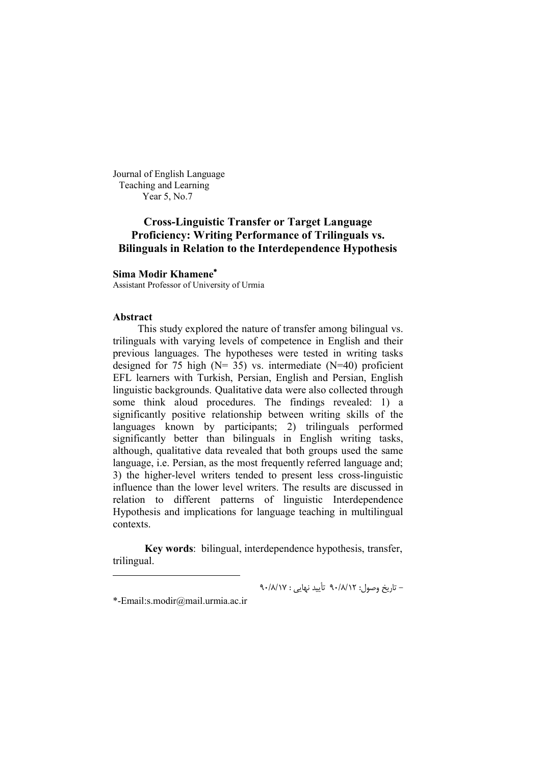Journal of English Language
Teaching and Learning
Year 5, No.7

# Cross-Linguistic Transfer or Target Language Proficiency: Writing Performance of Trilinguals vs. Bilinguals in Relation to the Interdependence Hypothesis

**Sima Modir Khamene***
Assistant Professor of University of Urmia

## Abstract

This study explored the nature of transfer among bilingual vs. trilinguals with varying levels of competence in English and their previous languages. The hypotheses were tested in writing tasks designed for 75 high (N= 35) vs. intermediate (N=40) proficient EFL learners with Turkish, Persian, English and Persian, English linguistic backgrounds. Qualitative data were also collected through some think aloud procedures. The findings revealed: 1) a significantly positive relationship between writing skills of the languages known by participants; 2) trilinguals performed significantly better than bilinguals in English writing tasks, although, qualitative data revealed that both groups used the same language, i.e. Persian, as the most frequently referred language and; 3) the higher-level writers tended to present less cross-linguistic influence than the lower level writers. The results are discussed in relation to different patterns of linguistic Interdependence Hypothesis and implications for language teaching in multilingual contexts.

**Key words**: bilingual, interdependence hypothesis, transfer, trilingual.

---

– تاریخ وصول: ۹۰/۸/۱۲ تأیید نهایی : ۹۰/۸/۱۷

*-Email:s.modir@mail.urmia.ac.ir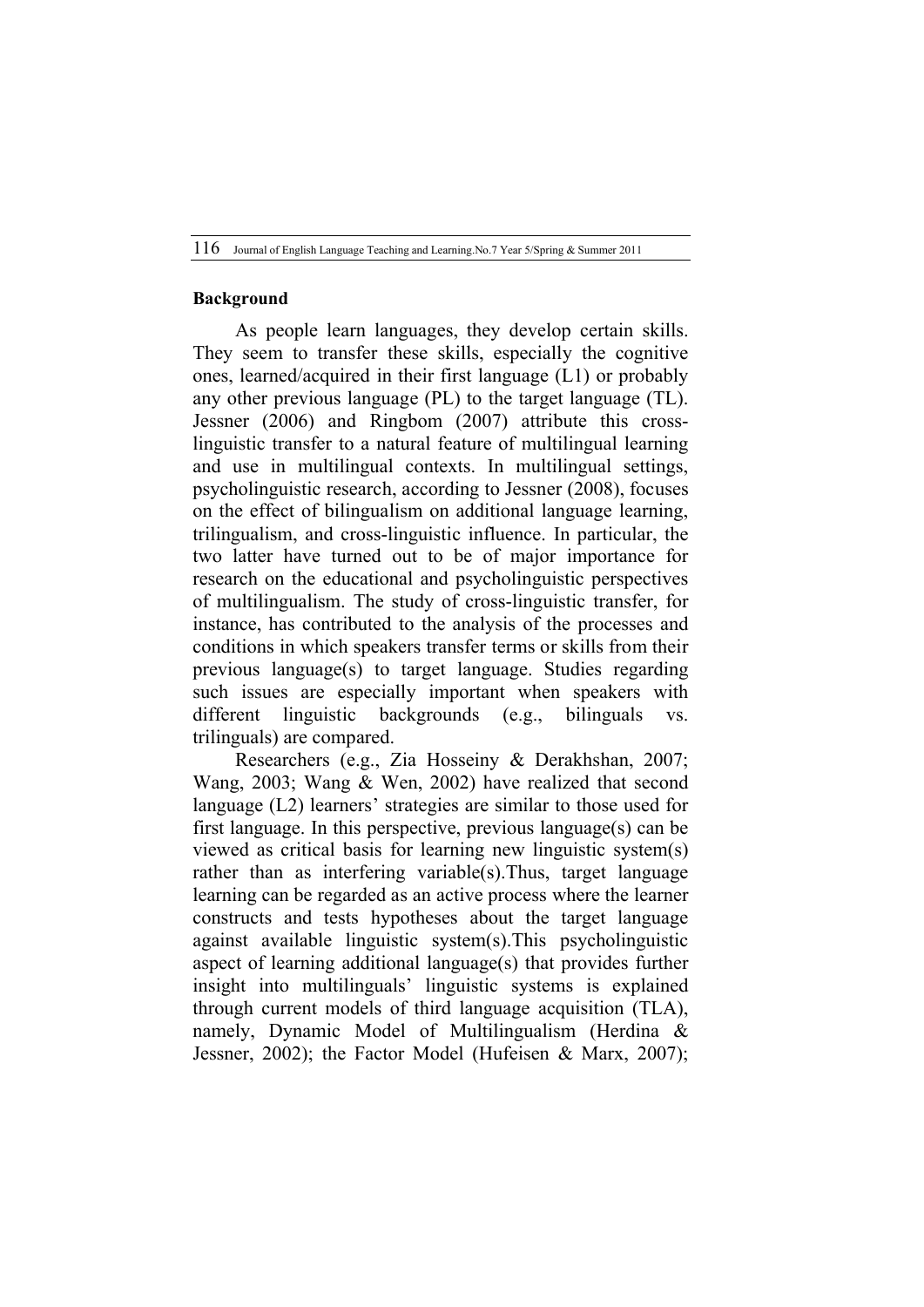**Background**

As people learn languages, they develop certain skills. They seem to transfer these skills, especially the cognitive ones, learned/acquired in their first language (L1) or probably any other previous language (PL) to the target language (TL). Jessner (2006) and Ringbom (2007) attribute this cross-linguistic transfer to a natural feature of multilingual learning and use in multilingual contexts. In multilingual settings, psycholinguistic research, according to Jessner (2008), focuses on the effect of bilingualism on additional language learning, trilingualism, and cross-linguistic influence. In particular, the two latter have turned out to be of major importance for research on the educational and psycholinguistic perspectives of multilingualism. The study of cross-linguistic transfer, for instance, has contributed to the analysis of the processes and conditions in which speakers transfer terms or skills from their previous language(s) to target language. Studies regarding such issues are especially important when speakers with different linguistic backgrounds (e.g., bilinguals vs. trilinguals) are compared.

Researchers (e.g., Zia Hosseiny & Derakhshan, 2007; Wang, 2003; Wang & Wen, 2002) have realized that second language (L2) learners' strategies are similar to those used for first language. In this perspective, previous language(s) can be viewed as critical basis for learning new linguistic system(s) rather than as interfering variable(s).Thus, target language learning can be regarded as an active process where the learner constructs and tests hypotheses about the target language against available linguistic system(s).This psycholinguistic aspect of learning additional language(s) that provides further insight into multilinguals' linguistic systems is explained through current models of third language acquisition (TLA), namely, Dynamic Model of Multilingualism (Herdina & Jessner, 2002); the Factor Model (Hufeisen & Marx, 2007);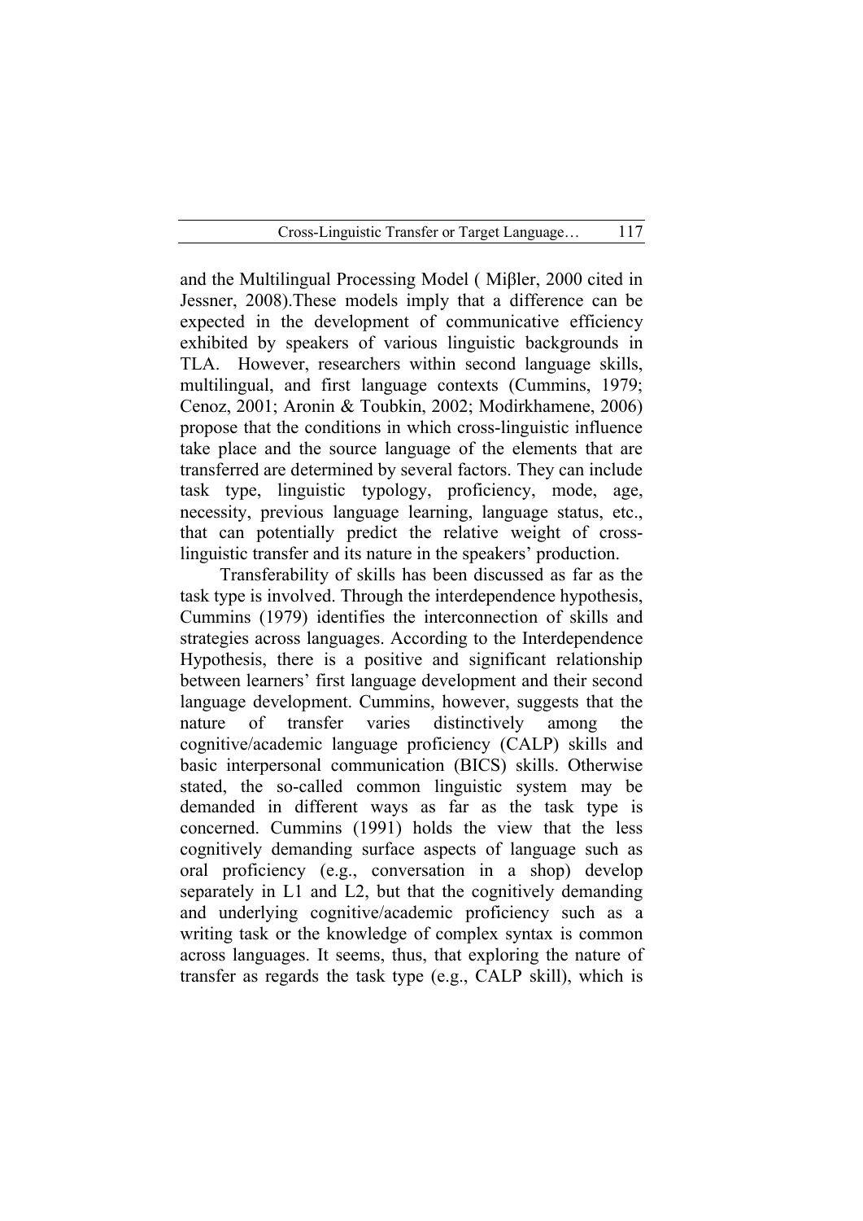and the Multilingual Processing Model ( Miβler, 2000 cited in Jessner, 2008).These models imply that a difference can be expected in the development of communicative efficiency exhibited by speakers of various linguistic backgrounds in TLA. However, researchers within second language skills, multilingual, and first language contexts (Cummins, 1979; Cenoz, 2001; Aronin & Toubkin, 2002; Modirkhamene, 2006) propose that the conditions in which cross-linguistic influence take place and the source language of the elements that are transferred are determined by several factors. They can include task type, linguistic typology, proficiency, mode, age, necessity, previous language learning, language status, etc., that can potentially predict the relative weight of cross-linguistic transfer and its nature in the speakers' production.

Transferability of skills has been discussed as far as the task type is involved. Through the interdependence hypothesis, Cummins (1979) identifies the interconnection of skills and strategies across languages. According to the Interdependence Hypothesis, there is a positive and significant relationship between learners' first language development and their second language development. Cummins, however, suggests that the nature of transfer varies distinctively among the cognitive/academic language proficiency (CALP) skills and basic interpersonal communication (BICS) skills. Otherwise stated, the so-called common linguistic system may be demanded in different ways as far as the task type is concerned. Cummins (1991) holds the view that the less cognitively demanding surface aspects of language such as oral proficiency (e.g., conversation in a shop) develop separately in L1 and L2, but that the cognitively demanding and underlying cognitive/academic proficiency such as a writing task or the knowledge of complex syntax is common across languages. It seems, thus, that exploring the nature of transfer as regards the task type (e.g., CALP skill), which is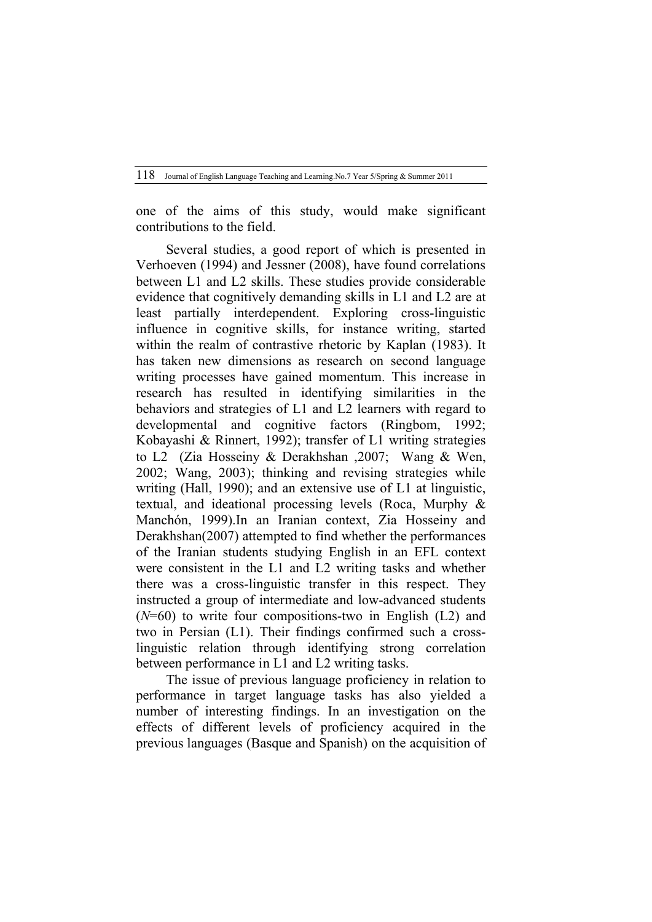one of the aims of this study, would make significant contributions to the field.

Several studies, a good report of which is presented in Verhoeven (1994) and Jessner (2008), have found correlations between L1 and L2 skills. These studies provide considerable evidence that cognitively demanding skills in L1 and L2 are at least partially interdependent. Exploring cross-linguistic influence in cognitive skills, for instance writing, started within the realm of contrastive rhetoric by Kaplan (1983). It has taken new dimensions as research on second language writing processes have gained momentum. This increase in research has resulted in identifying similarities in the behaviors and strategies of L1 and L2 learners with regard to developmental and cognitive factors (Ringbom, 1992; Kobayashi & Rinnert, 1992); transfer of L1 writing strategies to L2 (Zia Hosseiny & Derakhshan ,2007; Wang & Wen, 2002; Wang, 2003); thinking and revising strategies while writing (Hall, 1990); and an extensive use of L1 at linguistic, textual, and ideational processing levels (Roca, Murphy & Manchón, 1999).In an Iranian context, Zia Hosseiny and Derakhshan(2007) attempted to find whether the performances of the Iranian students studying English in an EFL context were consistent in the L1 and L2 writing tasks and whether there was a cross-linguistic transfer in this respect. They instructed a group of intermediate and low-advanced students (*N*=60) to write four compositions-two in English (L2) and two in Persian (L1). Their findings confirmed such a cross-linguistic relation through identifying strong correlation between performance in L1 and L2 writing tasks.

The issue of previous language proficiency in relation to performance in target language tasks has also yielded a number of interesting findings. In an investigation on the effects of different levels of proficiency acquired in the previous languages (Basque and Spanish) on the acquisition of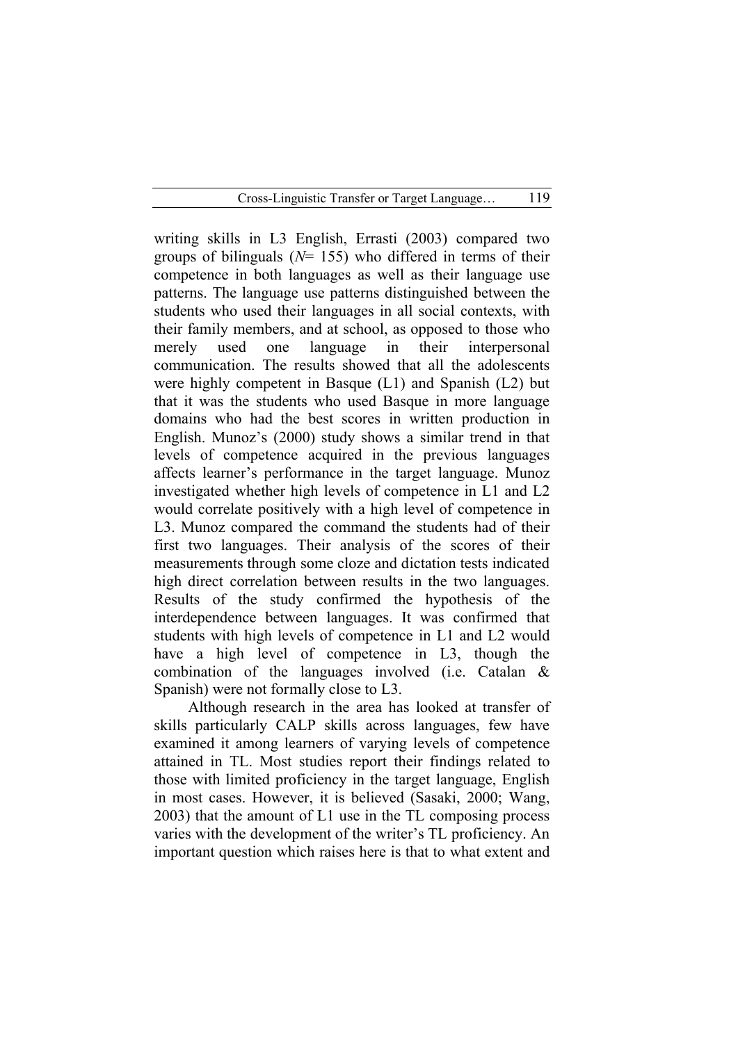writing skills in L3 English, Errasti (2003) compared two groups of bilinguals (*N*= 155) who differed in terms of their competence in both languages as well as their language use patterns. The language use patterns distinguished between the students who used their languages in all social contexts, with their family members, and at school, as opposed to those who merely used one language in their interpersonal communication. The results showed that all the adolescents were highly competent in Basque (L1) and Spanish (L2) but that it was the students who used Basque in more language domains who had the best scores in written production in English. Munoz's (2000) study shows a similar trend in that levels of competence acquired in the previous languages affects learner's performance in the target language. Munoz investigated whether high levels of competence in L1 and L2 would correlate positively with a high level of competence in L3. Munoz compared the command the students had of their first two languages. Their analysis of the scores of their measurements through some cloze and dictation tests indicated high direct correlation between results in the two languages. Results of the study confirmed the hypothesis of the interdependence between languages. It was confirmed that students with high levels of competence in L1 and L2 would have a high level of competence in L3, though the combination of the languages involved (i.e. Catalan & Spanish) were not formally close to L3.

Although research in the area has looked at transfer of skills particularly CALP skills across languages, few have examined it among learners of varying levels of competence attained in TL. Most studies report their findings related to those with limited proficiency in the target language, English in most cases. However, it is believed (Sasaki, 2000; Wang, 2003) that the amount of L1 use in the TL composing process varies with the development of the writer's TL proficiency. An important question which raises here is that to what extent and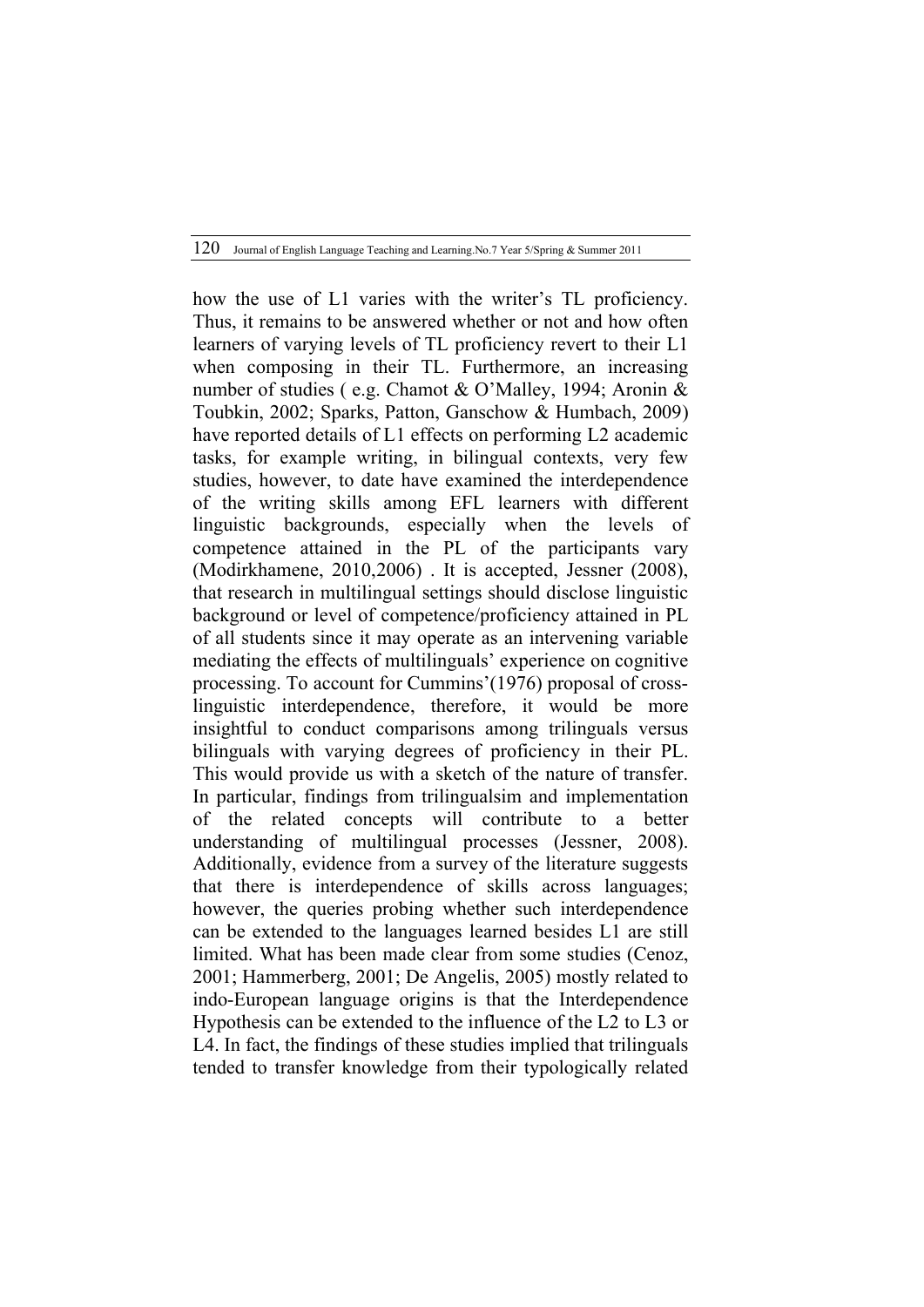how the use of L1 varies with the writer's TL proficiency. Thus, it remains to be answered whether or not and how often learners of varying levels of TL proficiency revert to their L1 when composing in their TL. Furthermore, an increasing number of studies ( e.g. Chamot & O'Malley, 1994; Aronin & Toubkin, 2002; Sparks, Patton, Ganschow & Humbach, 2009) have reported details of L1 effects on performing L2 academic tasks, for example writing, in bilingual contexts, very few studies, however, to date have examined the interdependence of the writing skills among EFL learners with different linguistic backgrounds, especially when the levels of competence attained in the PL of the participants vary (Modirkhamene, 2010,2006) . It is accepted, Jessner (2008), that research in multilingual settings should disclose linguistic background or level of competence/proficiency attained in PL of all students since it may operate as an intervening variable mediating the effects of multilinguals' experience on cognitive processing. To account for Cummins'(1976) proposal of cross-linguistic interdependence, therefore, it would be more insightful to conduct comparisons among trilinguals versus bilinguals with varying degrees of proficiency in their PL. This would provide us with a sketch of the nature of transfer. In particular, findings from trilingualsim and implementation of the related concepts will contribute to a better understanding of multilingual processes (Jessner, 2008). Additionally, evidence from a survey of the literature suggests that there is interdependence of skills across languages; however, the queries probing whether such interdependence can be extended to the languages learned besides L1 are still limited. What has been made clear from some studies (Cenoz, 2001; Hammerberg, 2001; De Angelis, 2005) mostly related to indo-European language origins is that the Interdependence Hypothesis can be extended to the influence of the L2 to L3 or L4. In fact, the findings of these studies implied that trilinguals tended to transfer knowledge from their typologically related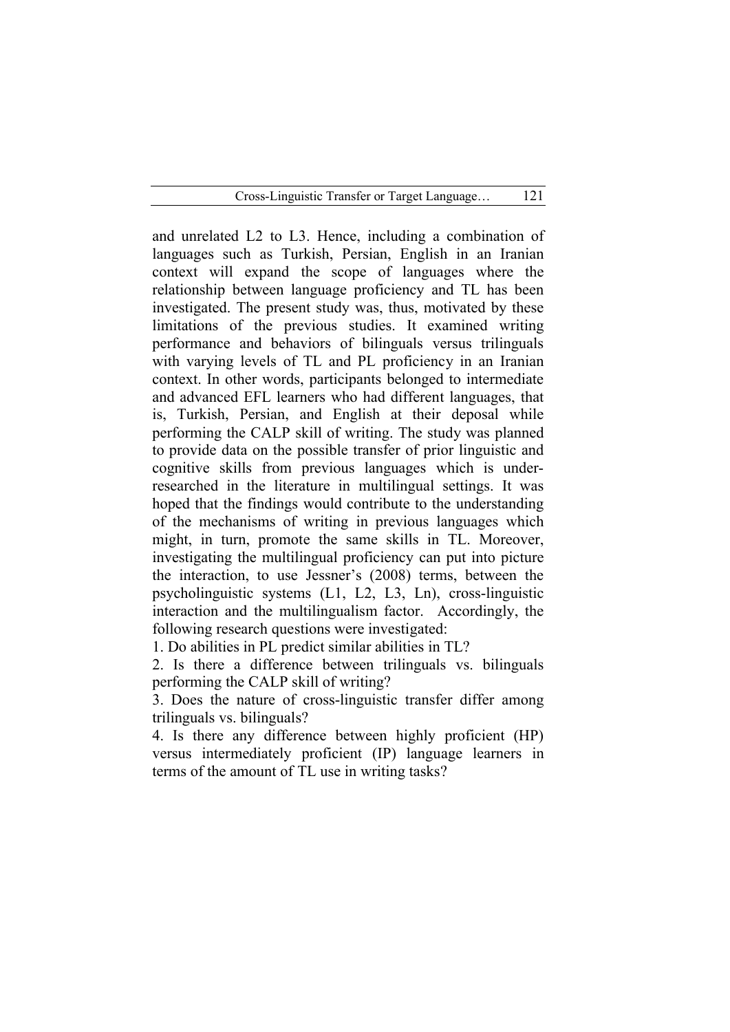and unrelated L2 to L3. Hence, including a combination of languages such as Turkish, Persian, English in an Iranian context will expand the scope of languages where the relationship between language proficiency and TL has been investigated. The present study was, thus, motivated by these limitations of the previous studies. It examined writing performance and behaviors of bilinguals versus trilinguals with varying levels of TL and PL proficiency in an Iranian context. In other words, participants belonged to intermediate and advanced EFL learners who had different languages, that is, Turkish, Persian, and English at their deposal while performing the CALP skill of writing. The study was planned to provide data on the possible transfer of prior linguistic and cognitive skills from previous languages which is under-researched in the literature in multilingual settings. It was hoped that the findings would contribute to the understanding of the mechanisms of writing in previous languages which might, in turn, promote the same skills in TL. Moreover, investigating the multilingual proficiency can put into picture the interaction, to use Jessner's (2008) terms, between the psycholinguistic systems (L1, L2, L3, Ln), cross-linguistic interaction and the multilingualism factor. Accordingly, the following research questions were investigated:

1. Do abilities in PL predict similar abilities in TL?
2. Is there a difference between trilinguals vs. bilinguals performing the CALP skill of writing?
3. Does the nature of cross-linguistic transfer differ among trilinguals vs. bilinguals?
4. Is there any difference between highly proficient (HP) versus intermediately proficient (IP) language learners in terms of the amount of TL use in writing tasks?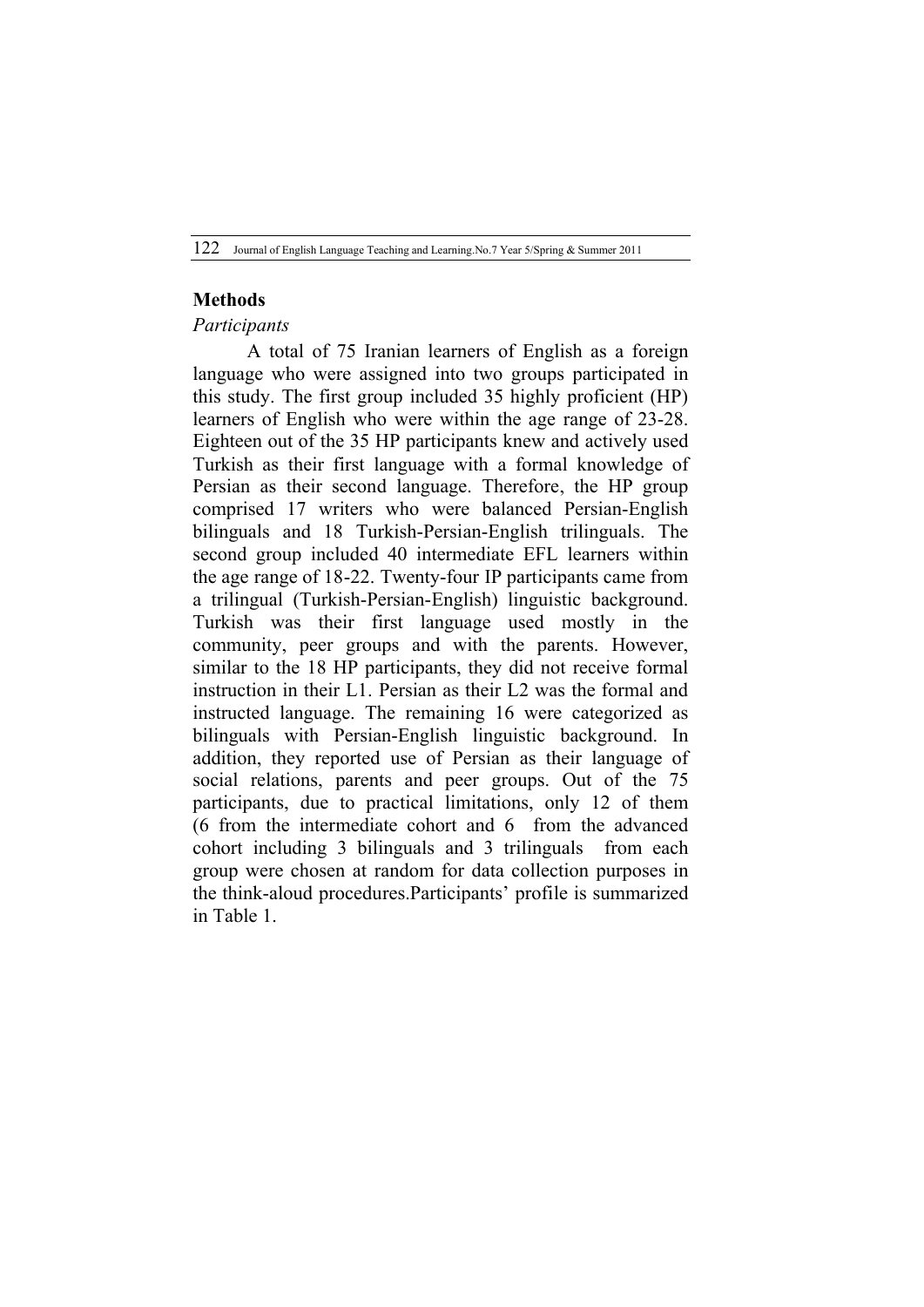## Methods

*Participants*

A total of 75 Iranian learners of English as a foreign language who were assigned into two groups participated in this study. The first group included 35 highly proficient (HP) learners of English who were within the age range of 23-28. Eighteen out of the 35 HP participants knew and actively used Turkish as their first language with a formal knowledge of Persian as their second language. Therefore, the HP group comprised 17 writers who were balanced Persian-English bilinguals and 18 Turkish-Persian-English trilinguals. The second group included 40 intermediate EFL learners within the age range of 18-22. Twenty-four IP participants came from a trilingual (Turkish-Persian-English) linguistic background. Turkish was their first language used mostly in the community, peer groups and with the parents. However, similar to the 18 HP participants, they did not receive formal instruction in their L1. Persian as their L2 was the formal and instructed language. The remaining 16 were categorized as bilinguals with Persian-English linguistic background. In addition, they reported use of Persian as their language of social relations, parents and peer groups. Out of the 75 participants, due to practical limitations, only 12 of them (6 from the intermediate cohort and 6 from the advanced cohort including 3 bilinguals and 3 trilinguals from each group were chosen at random for data collection purposes in the think-aloud procedures.Participants' profile is summarized in Table 1.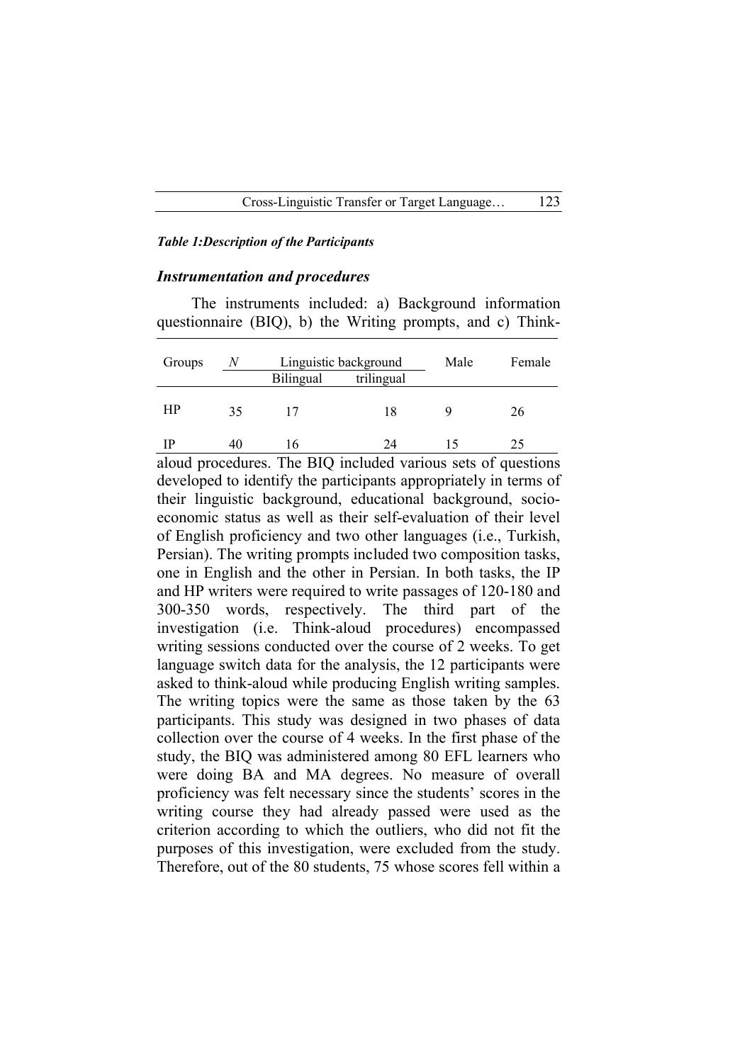*Table 1:Description of the Participants*

| Groups | N | Linguistic background | | Male | Female |
|---|---|---|---|---|---|
| | | Bilingual | trilingual | | |
| HP | 35 | 17 | 18 | 9 | 26 |
| IP | 40 | 16 | 24 | 15 | 25 |

### *Instrumentation and procedures*

The instruments included: a) Background information questionnaire (BIQ), b) the Writing prompts, and c) Think-aloud procedures. The BIQ included various sets of questions developed to identify the participants appropriately in terms of their linguistic background, educational background, socio-economic status as well as their self-evaluation of their level of English proficiency and two other languages (i.e., Turkish, Persian). The writing prompts included two composition tasks, one in English and the other in Persian. In both tasks, the IP and HP writers were required to write passages of 120-180 and 300-350 words, respectively. The third part of the investigation (i.e. Think-aloud procedures) encompassed writing sessions conducted over the course of 2 weeks. To get language switch data for the analysis, the 12 participants were asked to think-aloud while producing English writing samples. The writing topics were the same as those taken by the 63 participants. This study was designed in two phases of data collection over the course of 4 weeks. In the first phase of the study, the BIQ was administered among 80 EFL learners who were doing BA and MA degrees. No measure of overall proficiency was felt necessary since the students' scores in the writing course they had already passed were used as the criterion according to which the outliers, who did not fit the purposes of this investigation, were excluded from the study. Therefore, out of the 80 students, 75 whose scores fell within a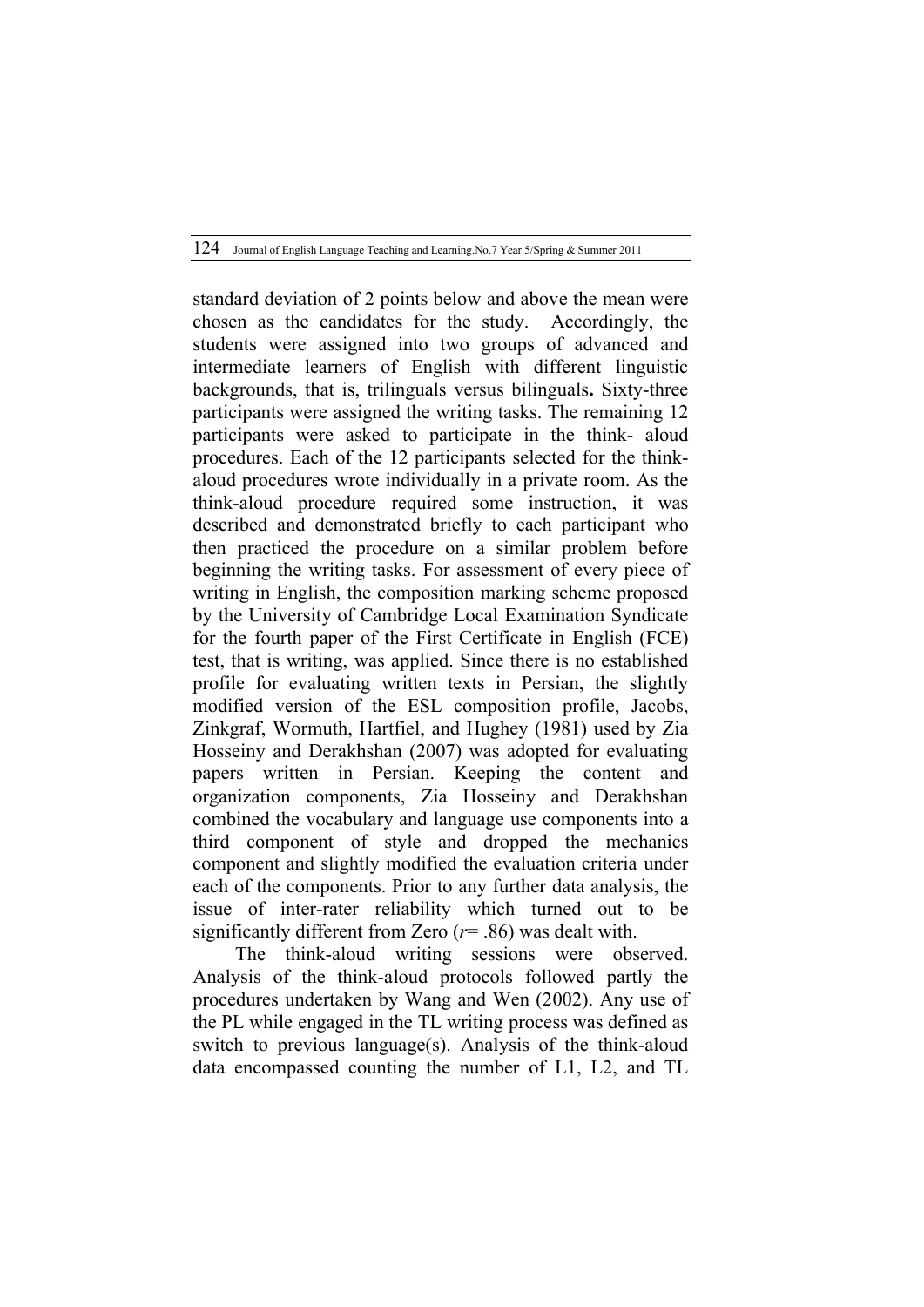standard deviation of 2 points below and above the mean were chosen as the candidates for the study. Accordingly, the students were assigned into two groups of advanced and intermediate learners of English with different linguistic backgrounds, that is, trilinguals versus bilinguals**.** Sixty-three participants were assigned the writing tasks. The remaining 12 participants were asked to participate in the think- aloud procedures. Each of the 12 participants selected for the think-aloud procedures wrote individually in a private room. As the think-aloud procedure required some instruction, it was described and demonstrated briefly to each participant who then practiced the procedure on a similar problem before beginning the writing tasks. For assessment of every piece of writing in English, the composition marking scheme proposed by the University of Cambridge Local Examination Syndicate for the fourth paper of the First Certificate in English (FCE) test, that is writing, was applied. Since there is no established profile for evaluating written texts in Persian, the slightly modified version of the ESL composition profile, Jacobs, Zinkgraf, Wormuth, Hartfiel, and Hughey (1981) used by Zia Hosseiny and Derakhshan (2007) was adopted for evaluating papers written in Persian. Keeping the content and organization components, Zia Hosseiny and Derakhshan combined the vocabulary and language use components into a third component of style and dropped the mechanics component and slightly modified the evaluation criteria under each of the components. Prior to any further data analysis, the issue of inter-rater reliability which turned out to be significantly different from Zero ($r = .86$) was dealt with.

The think-aloud writing sessions were observed. Analysis of the think-aloud protocols followed partly the procedures undertaken by Wang and Wen (2002). Any use of the PL while engaged in the TL writing process was defined as switch to previous language(s). Analysis of the think-aloud data encompassed counting the number of L1, L2, and TL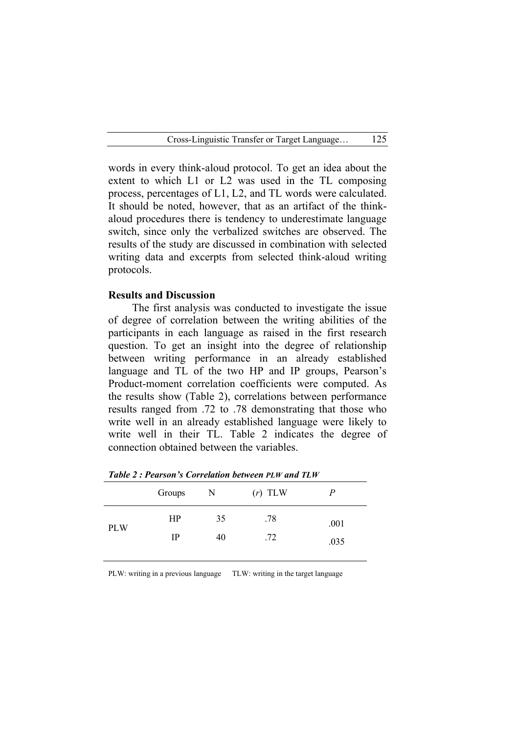words in every think-aloud protocol. To get an idea about the extent to which L1 or L2 was used in the TL composing process, percentages of L1, L2, and TL words were calculated. It should be noted, however, that as an artifact of the think-aloud procedures there is tendency to underestimate language switch, since only the verbalized switches are observed. The results of the study are discussed in combination with selected writing data and excerpts from selected think-aloud writing protocols.

## Results and Discussion

The first analysis was conducted to investigate the issue of degree of correlation between the writing abilities of the participants in each language as raised in the first research question. To get an insight into the degree of relationship between writing performance in an already established language and TL of the two HP and IP groups, Pearson's Product-moment correlation coefficients were computed. As the results show (Table 2), correlations between performance results ranged from .72 to .78 demonstrating that those who write well in an already established language were likely to write well in their TL. Table 2 indicates the degree of connection obtained between the variables.

***Table 2 : Pearson's Correlation between PLW and TLW***

| | Groups | N | ($r$) TLW | $P$ |
|---|---|---|---|---|
| PLW | HP | 35 | .78 | .001 |
| | IP | 40 | .72 | .035 |

PLW: writing in a previous language     TLW: writing in the target language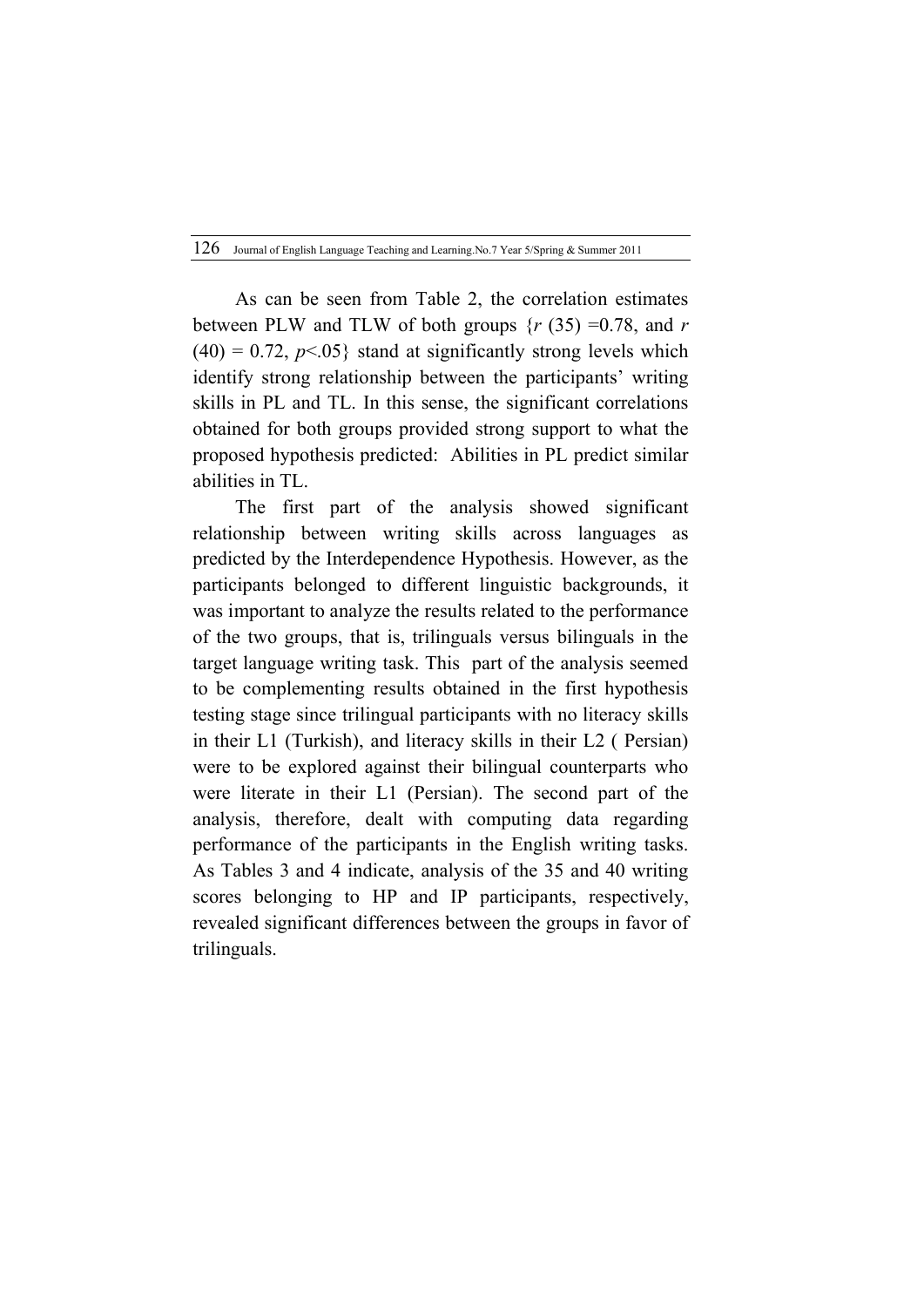As can be seen from Table 2, the correlation estimates between PLW and TLW of both groups {$r$ (35) =0.78, and $r$ (40) = 0.72, $p$<.05} stand at significantly strong levels which identify strong relationship between the participants' writing skills in PL and TL. In this sense, the significant correlations obtained for both groups provided strong support to what the proposed hypothesis predicted: Abilities in PL predict similar abilities in TL.

The first part of the analysis showed significant relationship between writing skills across languages as predicted by the Interdependence Hypothesis. However, as the participants belonged to different linguistic backgrounds, it was important to analyze the results related to the performance of the two groups, that is, trilinguals versus bilinguals in the target language writing task. This part of the analysis seemed to be complementing results obtained in the first hypothesis testing stage since trilingual participants with no literacy skills in their L1 (Turkish), and literacy skills in their L2 ( Persian) were to be explored against their bilingual counterparts who were literate in their L1 (Persian). The second part of the analysis, therefore, dealt with computing data regarding performance of the participants in the English writing tasks. As Tables 3 and 4 indicate, analysis of the 35 and 40 writing scores belonging to HP and IP participants, respectively, revealed significant differences between the groups in favor of trilinguals.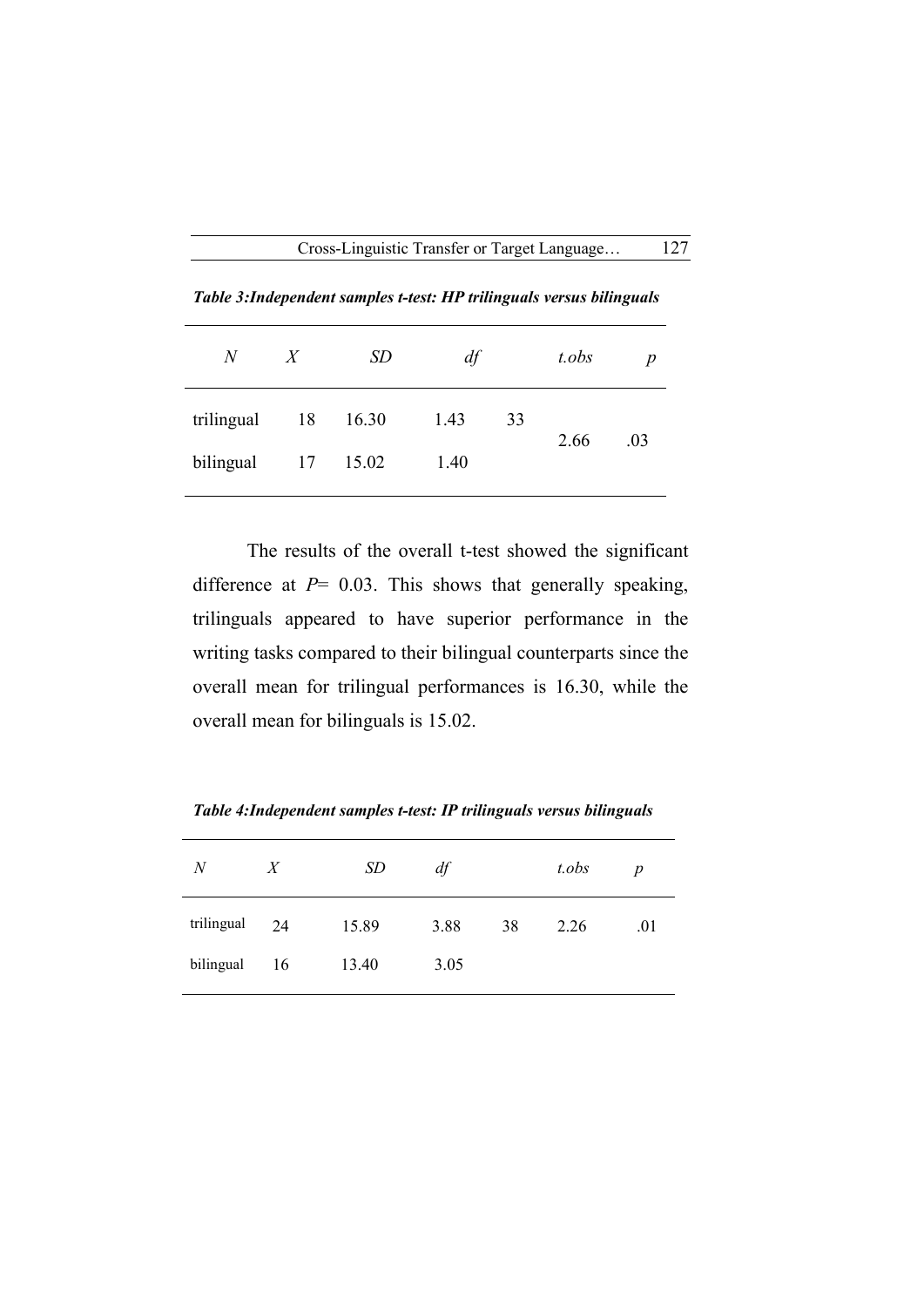***Table 3:Independent samples t-test: HP trilinguals versus bilinguals***

| *N* | *X* | *SD* | *df* | | *t.obs* | *p* |
|---|---|---|---|---|---|---|
| trilingual | 18 | 16.30 | 1.43 | 33 | 2.66 | .03 |
| bilingual | 17 | 15.02 | 1.40 | | | |

The results of the overall t-test showed the significant difference at $P = 0.03$. This shows that generally speaking, trilinguals appeared to have superior performance in the writing tasks compared to their bilingual counterparts since the overall mean for trilingual performances is 16.30, while the overall mean for bilinguals is 15.02.

***Table 4:Independent samples t-test: IP trilinguals versus bilinguals***

| *N* | *X* | *SD* | *df* | | *t.obs* | *p* |
|---|---|---|---|---|---|---|
| trilingual | 24 | 15.89 | 3.88 | 38 | 2.26 | .01 |
| bilingual | 16 | 13.40 | 3.05 | | | |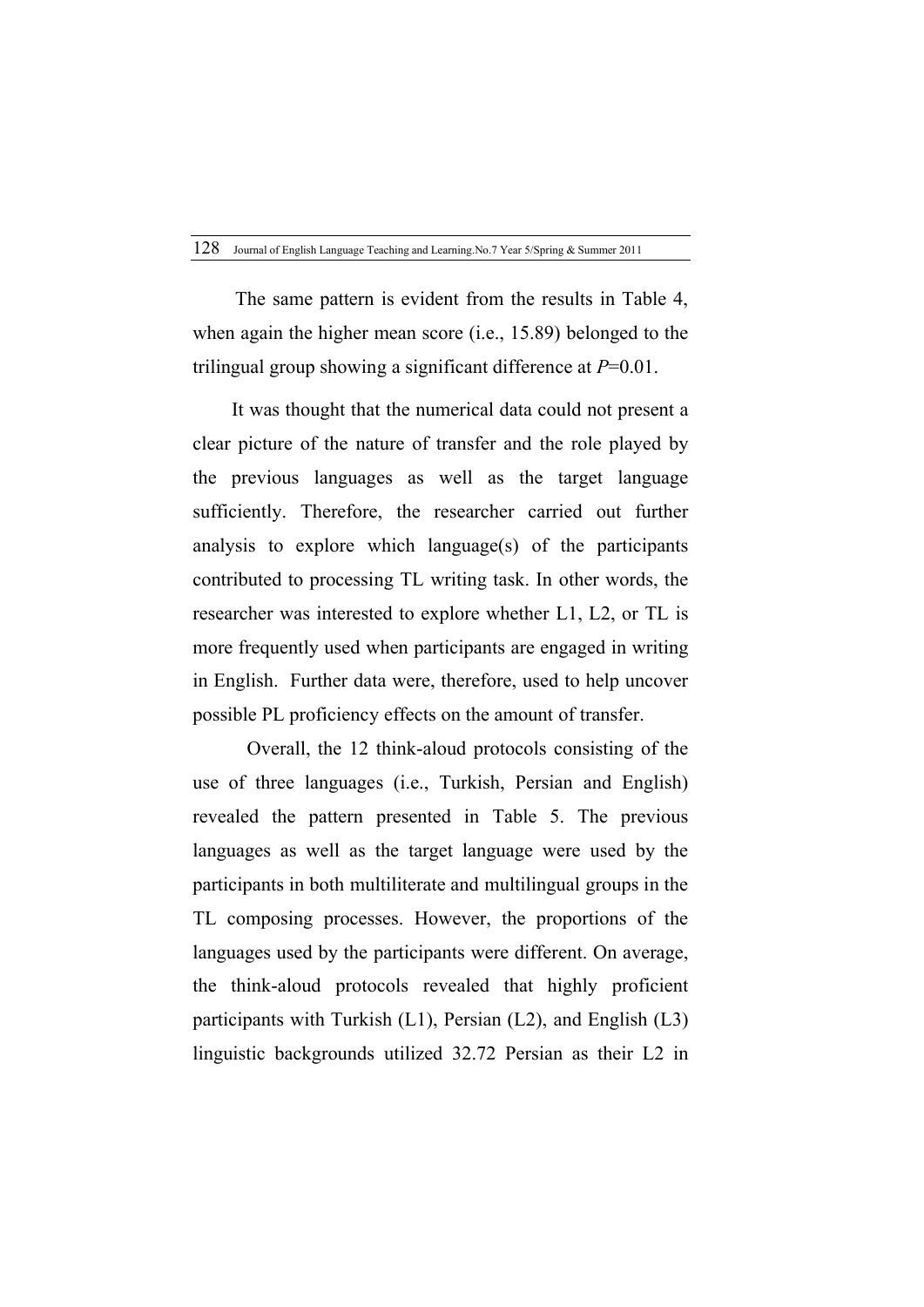The same pattern is evident from the results in Table 4, when again the higher mean score (i.e., 15.89) belonged to the trilingual group showing a significant difference at *P*=0.01.

It was thought that the numerical data could not present a clear picture of the nature of transfer and the role played by the previous languages as well as the target language sufficiently. Therefore, the researcher carried out further analysis to explore which language(s) of the participants contributed to processing TL writing task. In other words, the researcher was interested to explore whether L1, L2, or TL is more frequently used when participants are engaged in writing in English. Further data were, therefore, used to help uncover possible PL proficiency effects on the amount of transfer.

Overall, the 12 think-aloud protocols consisting of the use of three languages (i.e., Turkish, Persian and English) revealed the pattern presented in Table 5. The previous languages as well as the target language were used by the participants in both multiliterate and multilingual groups in the TL composing processes. However, the proportions of the languages used by the participants were different. On average, the think-aloud protocols revealed that highly proficient participants with Turkish (L1), Persian (L2), and English (L3) linguistic backgrounds utilized 32.72 Persian as their L2 in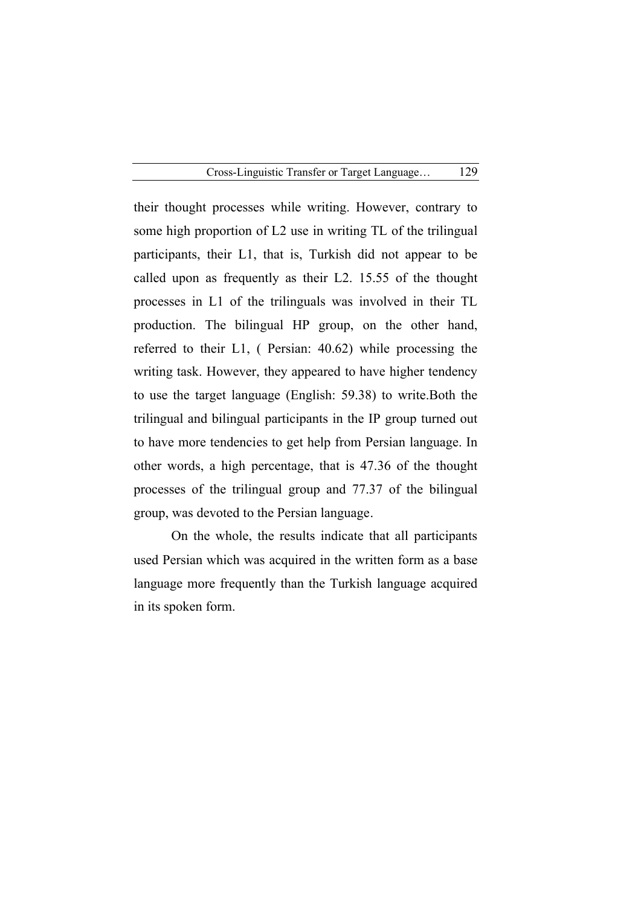their thought processes while writing. However, contrary to some high proportion of L2 use in writing TL of the trilingual participants, their L1, that is, Turkish did not appear to be called upon as frequently as their L2. 15.55 of the thought processes in L1 of the trilinguals was involved in their TL production. The bilingual HP group, on the other hand, referred to their L1, ( Persian: 40.62) while processing the writing task. However, they appeared to have higher tendency to use the target language (English: 59.38) to write.Both the trilingual and bilingual participants in the IP group turned out to have more tendencies to get help from Persian language. In other words, a high percentage, that is 47.36 of the thought processes of the trilingual group and 77.37 of the bilingual group, was devoted to the Persian language.

On the whole, the results indicate that all participants used Persian which was acquired in the written form as a base language more frequently than the Turkish language acquired in its spoken form.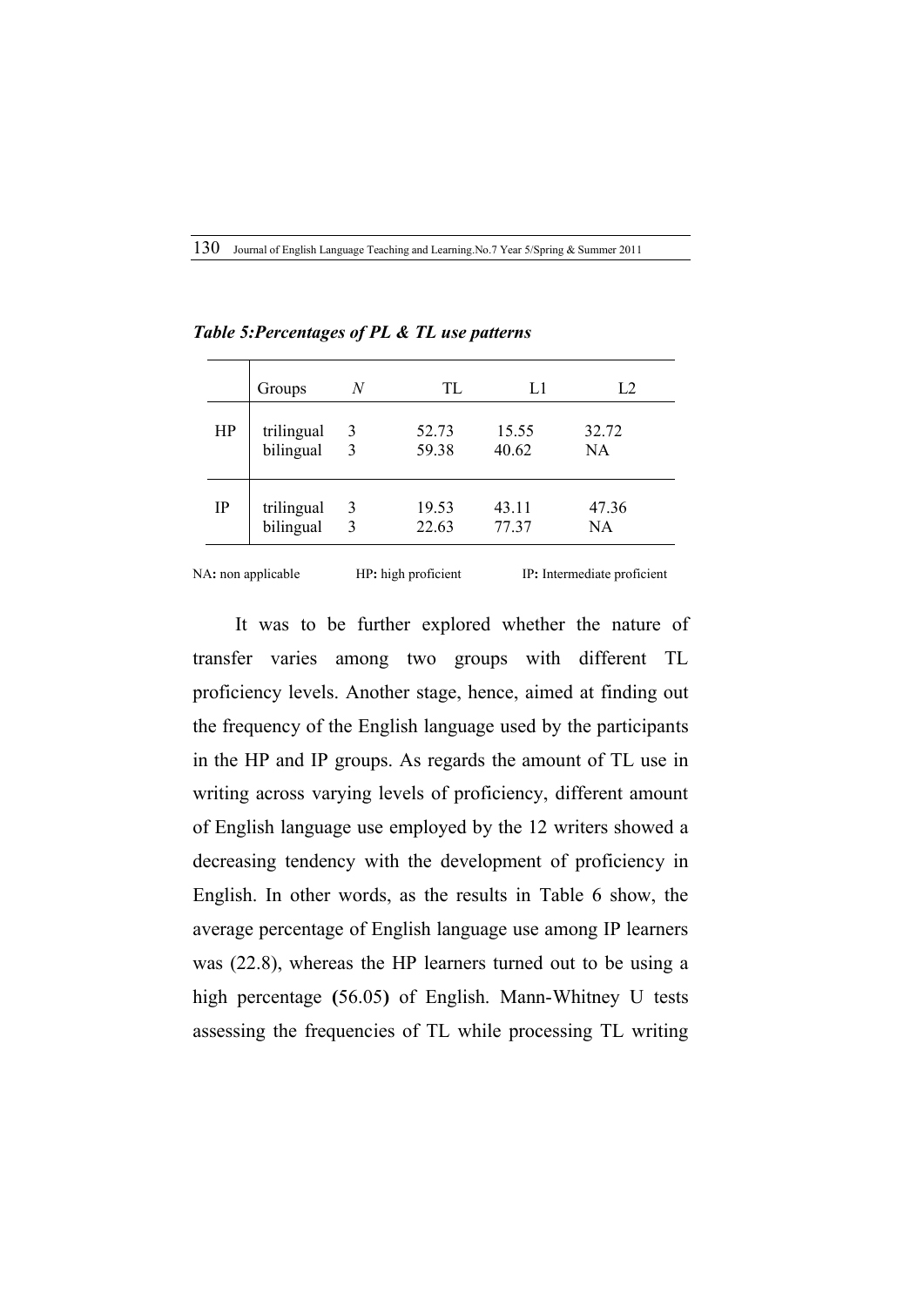*Table 5:Percentages of PL & TL use patterns*

| | Groups | *N* | TL | L1 | L2 |
|---|---|---|---|---|---|
| HP | trilingual | 3 | 52.73 | 15.55 | 32.72 |
| | bilingual | 3 | 59.38 | 40.62 | NA |
| IP | trilingual | 3 | 19.53 | 43.11 | 47.36 |
| | bilingual | 3 | 22.63 | 77.37 | NA |

NA**:** non applicable HP**:** high proficient IP**:** Intermediate proficient

It was to be further explored whether the nature of transfer varies among two groups with different TL proficiency levels. Another stage, hence, aimed at finding out the frequency of the English language used by the participants in the HP and IP groups. As regards the amount of TL use in writing across varying levels of proficiency, different amount of English language use employed by the 12 writers showed a decreasing tendency with the development of proficiency in English. In other words, as the results in Table 6 show, the average percentage of English language use among IP learners was (22.8), whereas the HP learners turned out to be using a high percentage **(**56.05**)** of English. Mann-Whitney U tests assessing the frequencies of TL while processing TL writing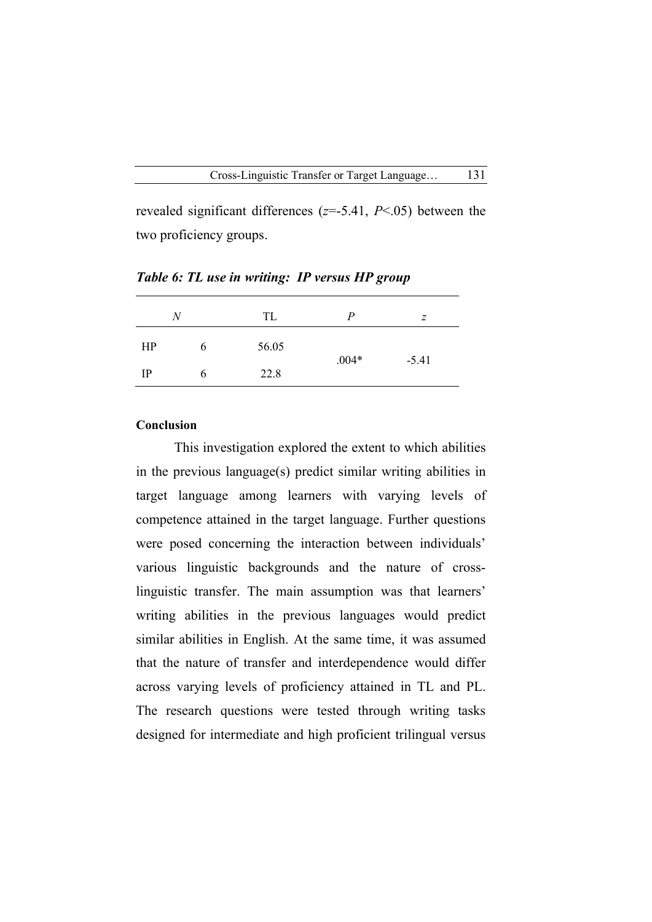revealed significant differences ($z$=-5.41, $P$<.05) between the two proficiency groups.

***Table 6: TL use in writing: IP versus HP group***

| | *N* | TL | *P* | *z* |
|---|---|---|---|---|
| HP | 6 | 56.05 | .004* | -5.41 |
| IP | 6 | 22.8 | | |

**Conclusion**

This investigation explored the extent to which abilities in the previous language(s) predict similar writing abilities in target language among learners with varying levels of competence attained in the target language. Further questions were posed concerning the interaction between individuals' various linguistic backgrounds and the nature of cross-linguistic transfer. The main assumption was that learners' writing abilities in the previous languages would predict similar abilities in English. At the same time, it was assumed that the nature of transfer and interdependence would differ across varying levels of proficiency attained in TL and PL. The research questions were tested through writing tasks designed for intermediate and high proficient trilingual versus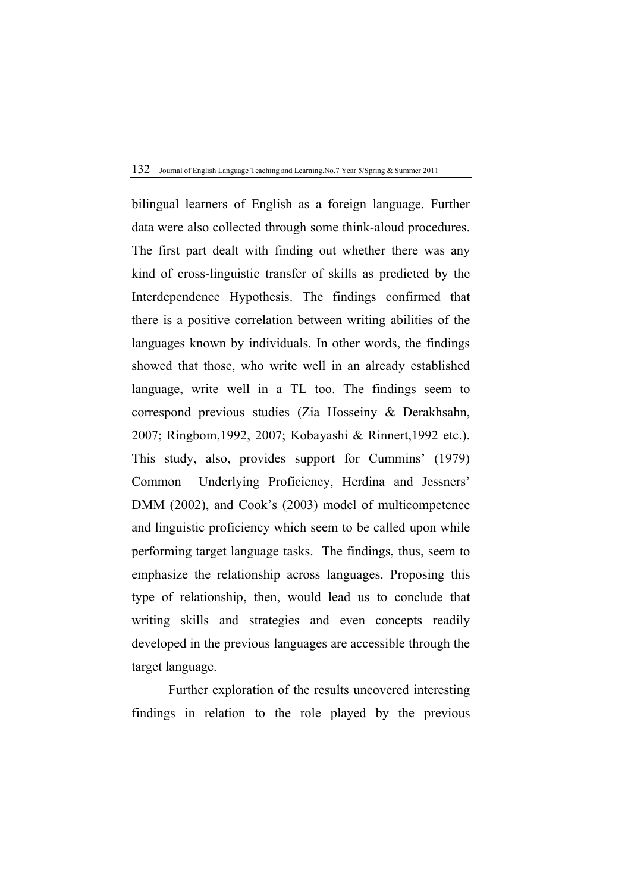bilingual learners of English as a foreign language. Further data were also collected through some think-aloud procedures. The first part dealt with finding out whether there was any kind of cross-linguistic transfer of skills as predicted by the Interdependence Hypothesis. The findings confirmed that there is a positive correlation between writing abilities of the languages known by individuals. In other words, the findings showed that those, who write well in an already established language, write well in a TL too. The findings seem to correspond previous studies (Zia Hosseiny & Derakhsahn, 2007; Ringbom,1992, 2007; Kobayashi & Rinnert,1992 etc.). This study, also, provides support for Cummins' (1979) Common Underlying Proficiency, Herdina and Jessners' DMM (2002), and Cook's (2003) model of multicompetence and linguistic proficiency which seem to be called upon while performing target language tasks. The findings, thus, seem to emphasize the relationship across languages. Proposing this type of relationship, then, would lead us to conclude that writing skills and strategies and even concepts readily developed in the previous languages are accessible through the target language.

Further exploration of the results uncovered interesting findings in relation to the role played by the previous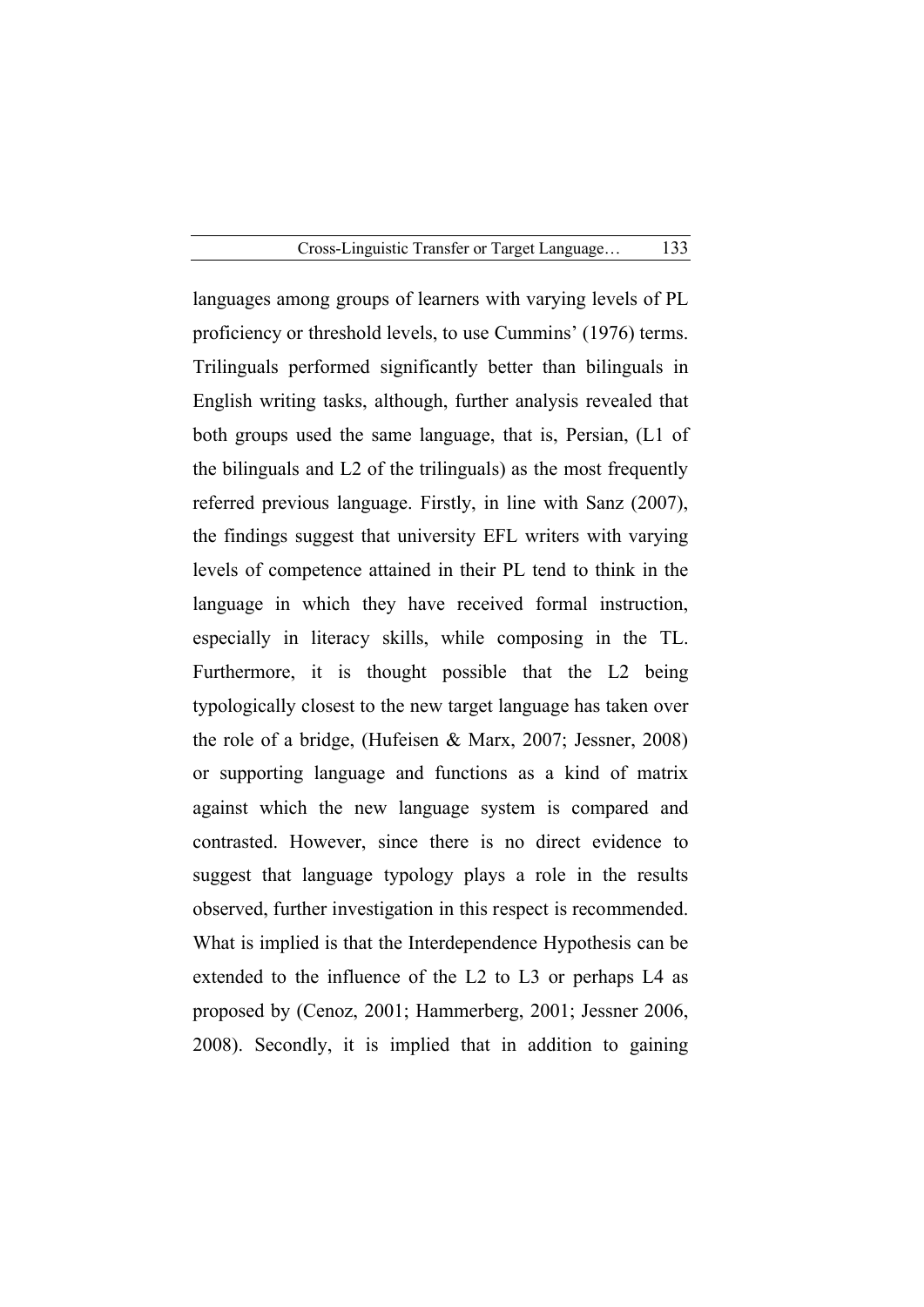languages among groups of learners with varying levels of PL proficiency or threshold levels, to use Cummins' (1976) terms. Trilinguals performed significantly better than bilinguals in English writing tasks, although, further analysis revealed that both groups used the same language, that is, Persian, (L1 of the bilinguals and L2 of the trilinguals) as the most frequently referred previous language. Firstly, in line with Sanz (2007), the findings suggest that university EFL writers with varying levels of competence attained in their PL tend to think in the language in which they have received formal instruction, especially in literacy skills, while composing in the TL. Furthermore, it is thought possible that the L2 being typologically closest to the new target language has taken over the role of a bridge, (Hufeisen & Marx, 2007; Jessner, 2008) or supporting language and functions as a kind of matrix against which the new language system is compared and contrasted. However, since there is no direct evidence to suggest that language typology plays a role in the results observed, further investigation in this respect is recommended. What is implied is that the Interdependence Hypothesis can be extended to the influence of the L2 to L3 or perhaps L4 as proposed by (Cenoz, 2001; Hammerberg, 2001; Jessner 2006, 2008). Secondly, it is implied that in addition to gaining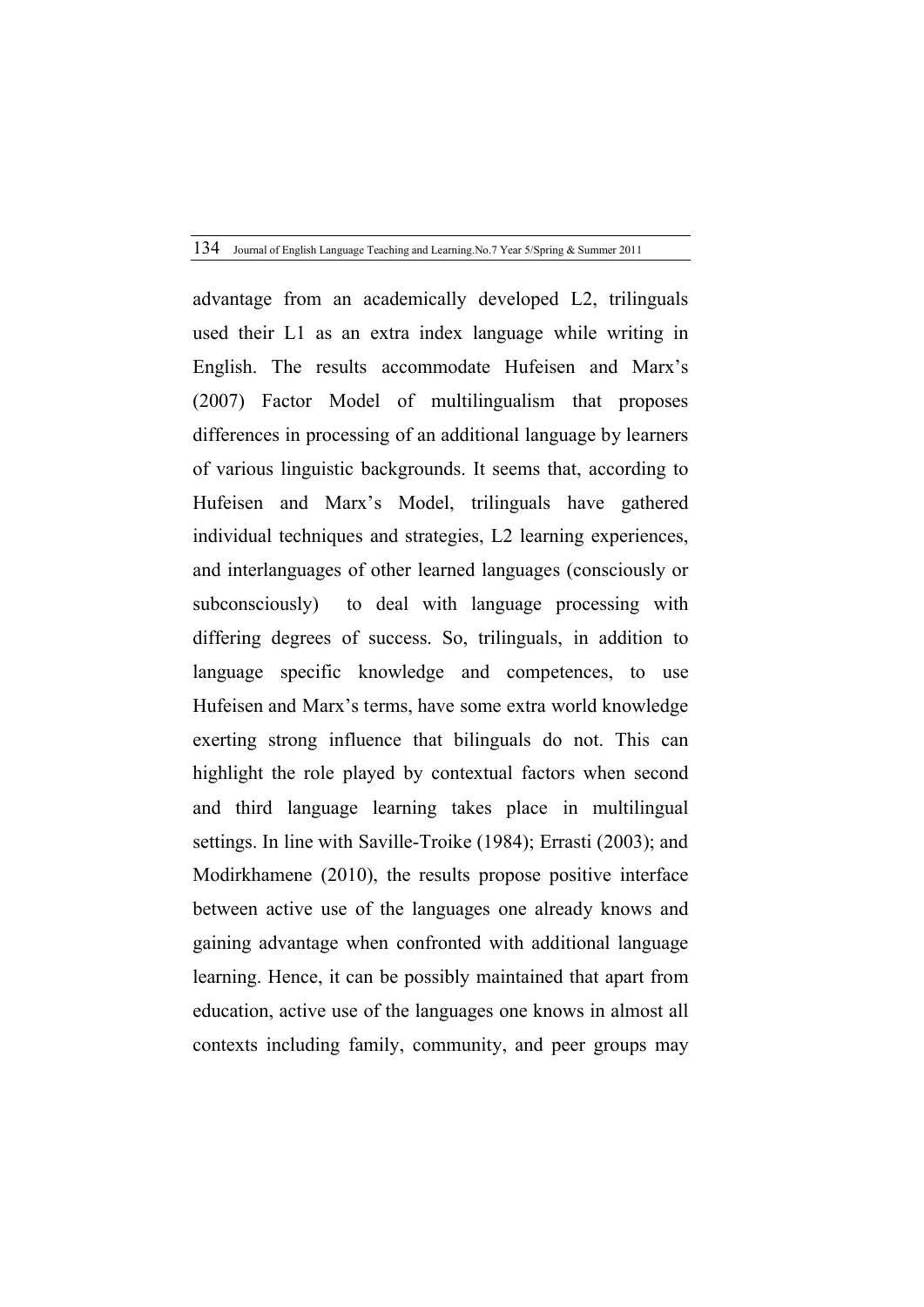advantage from an academically developed L2, trilinguals used their L1 as an extra index language while writing in English. The results accommodate Hufeisen and Marx's (2007) Factor Model of multilingualism that proposes differences in processing of an additional language by learners of various linguistic backgrounds. It seems that, according to Hufeisen and Marx's Model, trilinguals have gathered individual techniques and strategies, L2 learning experiences, and interlanguages of other learned languages (consciously or subconsciously) to deal with language processing with differing degrees of success. So, trilinguals, in addition to language specific knowledge and competences, to use Hufeisen and Marx's terms, have some extra world knowledge exerting strong influence that bilinguals do not. This can highlight the role played by contextual factors when second and third language learning takes place in multilingual settings. In line with Saville-Troike (1984); Errasti (2003); and Modirkhamene (2010), the results propose positive interface between active use of the languages one already knows and gaining advantage when confronted with additional language learning. Hence, it can be possibly maintained that apart from education, active use of the languages one knows in almost all contexts including family, community, and peer groups may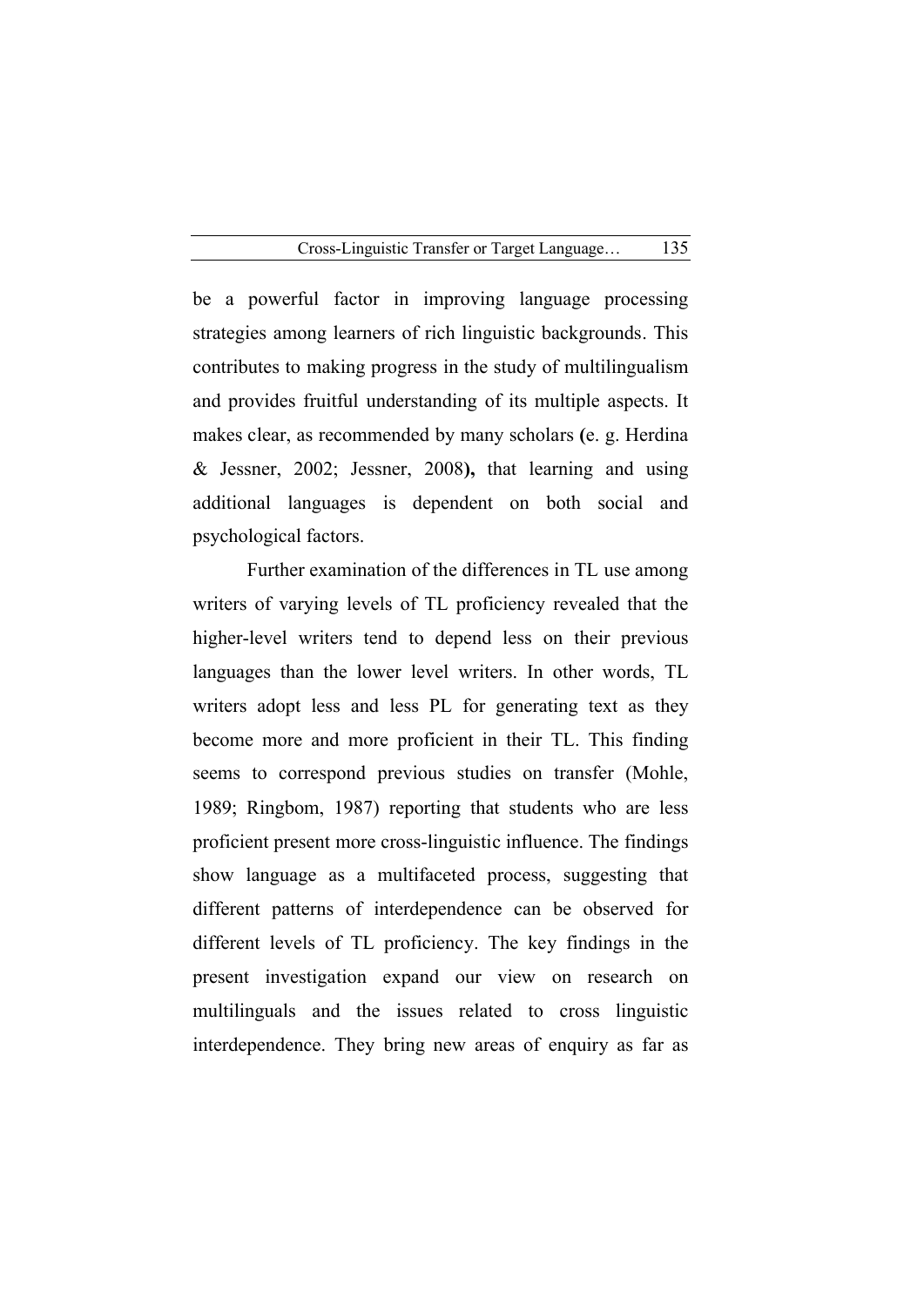be a powerful factor in improving language processing strategies among learners of rich linguistic backgrounds. This contributes to making progress in the study of multilingualism and provides fruitful understanding of its multiple aspects. It makes clear, as recommended by many scholars **(**e. g. Herdina & Jessner, 2002; Jessner, 2008**),** that learning and using additional languages is dependent on both social and psychological factors.

Further examination of the differences in TL use among writers of varying levels of TL proficiency revealed that the higher-level writers tend to depend less on their previous languages than the lower level writers. In other words, TL writers adopt less and less PL for generating text as they become more and more proficient in their TL. This finding seems to correspond previous studies on transfer (Mohle, 1989; Ringbom, 1987) reporting that students who are less proficient present more cross-linguistic influence. The findings show language as a multifaceted process, suggesting that different patterns of interdependence can be observed for different levels of TL proficiency. The key findings in the present investigation expand our view on research on multilinguals and the issues related to cross linguistic interdependence. They bring new areas of enquiry as far as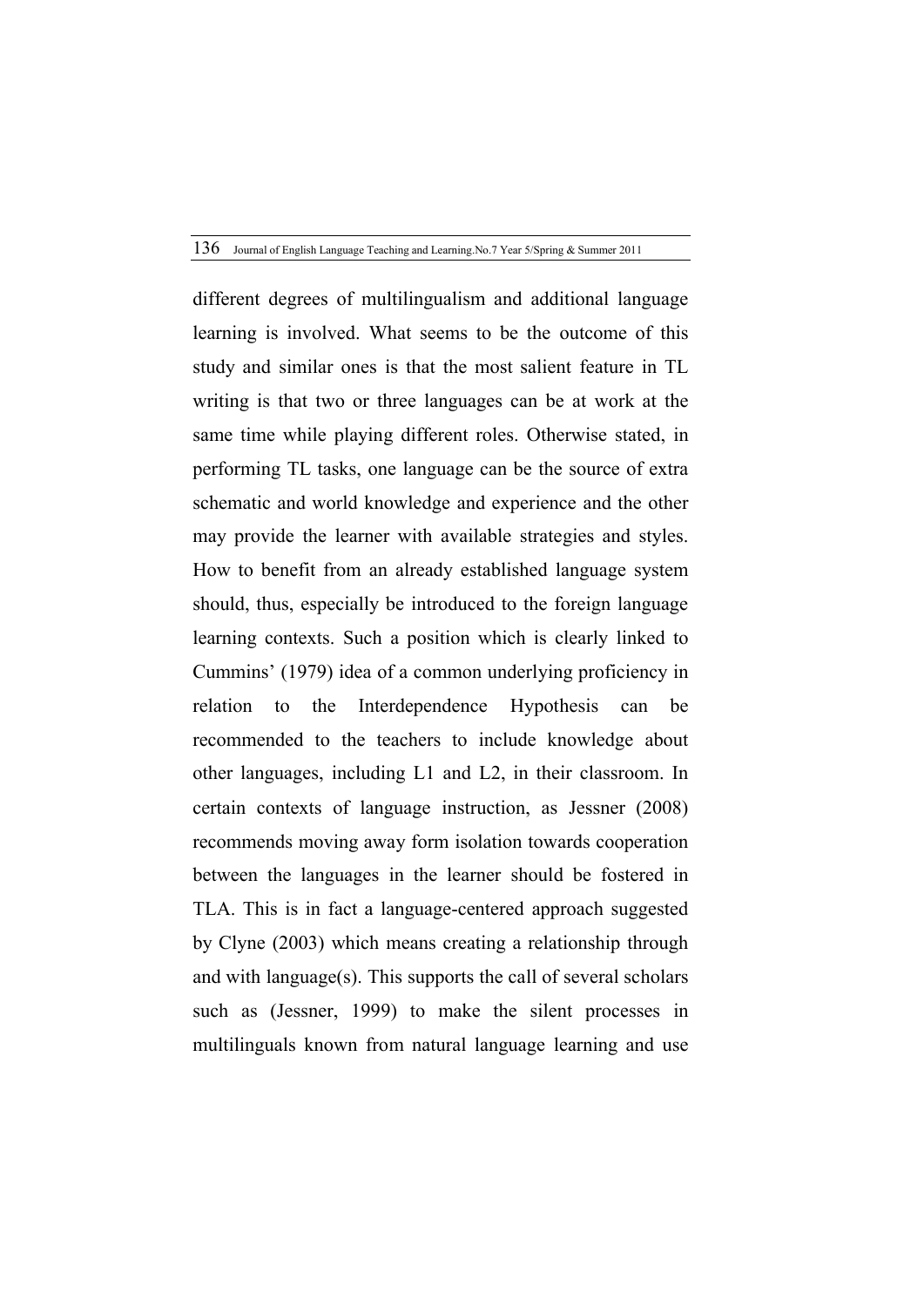different degrees of multilingualism and additional language learning is involved. What seems to be the outcome of this study and similar ones is that the most salient feature in TL writing is that two or three languages can be at work at the same time while playing different roles. Otherwise stated, in performing TL tasks, one language can be the source of extra schematic and world knowledge and experience and the other may provide the learner with available strategies and styles. How to benefit from an already established language system should, thus, especially be introduced to the foreign language learning contexts. Such a position which is clearly linked to Cummins' (1979) idea of a common underlying proficiency in relation to the Interdependence Hypothesis can be recommended to the teachers to include knowledge about other languages, including L1 and L2, in their classroom. In certain contexts of language instruction, as Jessner (2008) recommends moving away form isolation towards cooperation between the languages in the learner should be fostered in TLA. This is in fact a language-centered approach suggested by Clyne (2003) which means creating a relationship through and with language(s). This supports the call of several scholars such as (Jessner, 1999) to make the silent processes in multilinguals known from natural language learning and use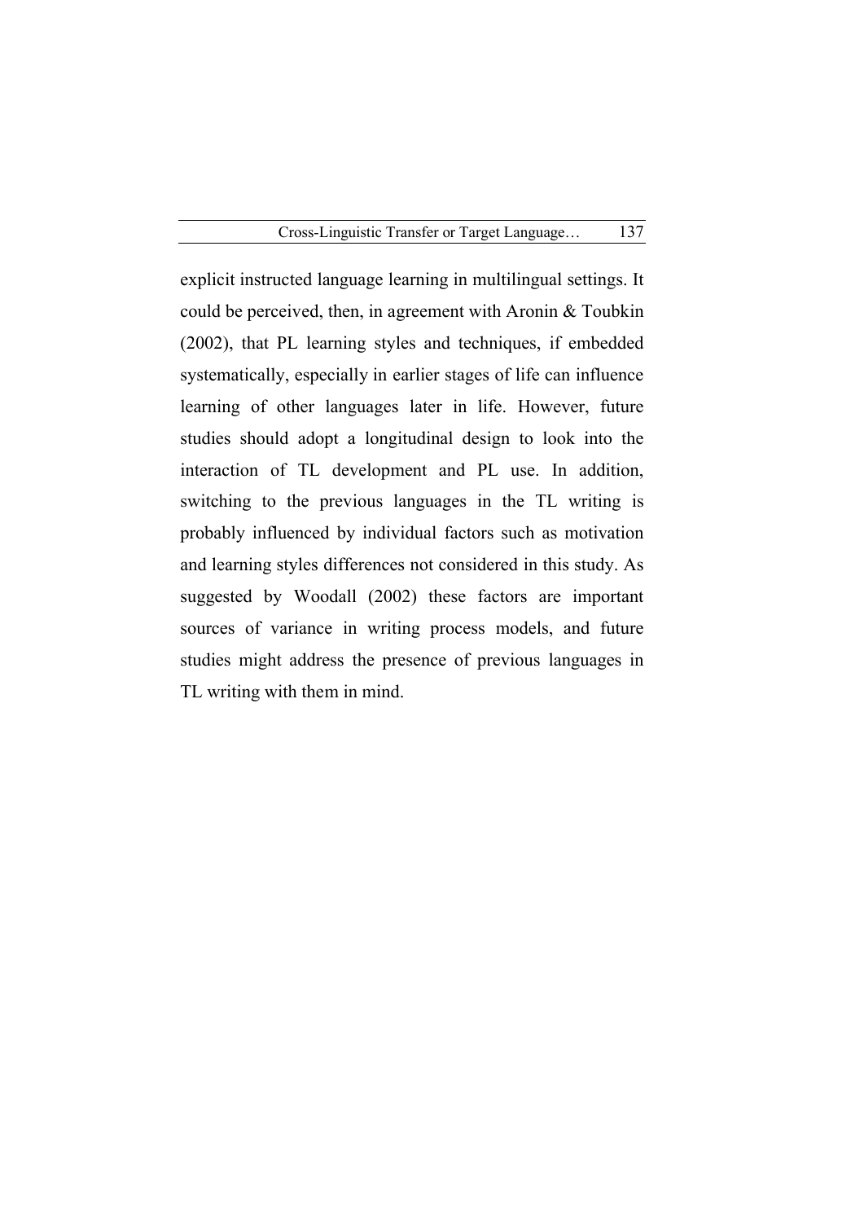explicit instructed language learning in multilingual settings. It could be perceived, then, in agreement with Aronin & Toubkin (2002), that PL learning styles and techniques, if embedded systematically, especially in earlier stages of life can influence learning of other languages later in life. However, future studies should adopt a longitudinal design to look into the interaction of TL development and PL use. In addition, switching to the previous languages in the TL writing is probably influenced by individual factors such as motivation and learning styles differences not considered in this study. As suggested by Woodall (2002) these factors are important sources of variance in writing process models, and future studies might address the presence of previous languages in TL writing with them in mind.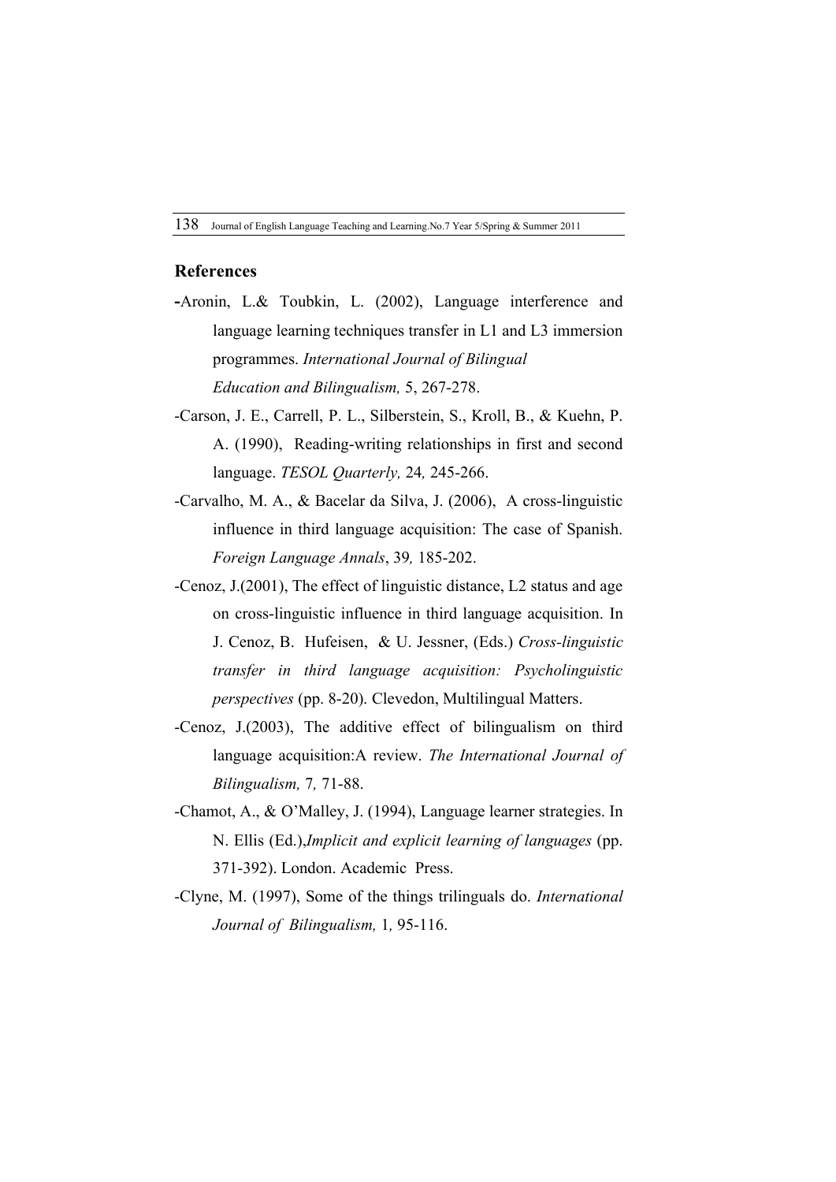## References

-Aronin, L.& Toubkin, L. (2002), Language interference and language learning techniques transfer in L1 and L3 immersion programmes. *International Journal of Bilingual Education and Bilingualism,* 5, 267-278.

-Carson, J. E., Carrell, P. L., Silberstein, S., Kroll, B., & Kuehn, P. A. (1990), Reading-writing relationships in first and second language. *TESOL Quarterly,* 24*,* 245-266.

-Carvalho, M. A., & Bacelar da Silva, J. (2006), A cross-linguistic influence in third language acquisition: The case of Spanish. *Foreign Language Annals*, 39*,* 185-202.

-Cenoz, J.(2001), The effect of linguistic distance, L2 status and age on cross-linguistic influence in third language acquisition. In J. Cenoz, B. Hufeisen, & U. Jessner, (Eds.) *Cross-linguistic transfer in third language acquisition: Psycholinguistic perspectives* (pp. 8-20). Clevedon, Multilingual Matters.

-Cenoz, J.(2003), The additive effect of bilingualism on third language acquisition:A review. *The International Journal of Bilingualism,* 7*,* 71-88.

-Chamot, A., & O'Malley, J. (1994), Language learner strategies. In N. Ellis (Ed.),*Implicit and explicit learning of languages* (pp. 371-392). London. Academic Press.

-Clyne, M. (1997), Some of the things trilinguals do. *International Journal of Bilingualism,* 1*,* 95-116.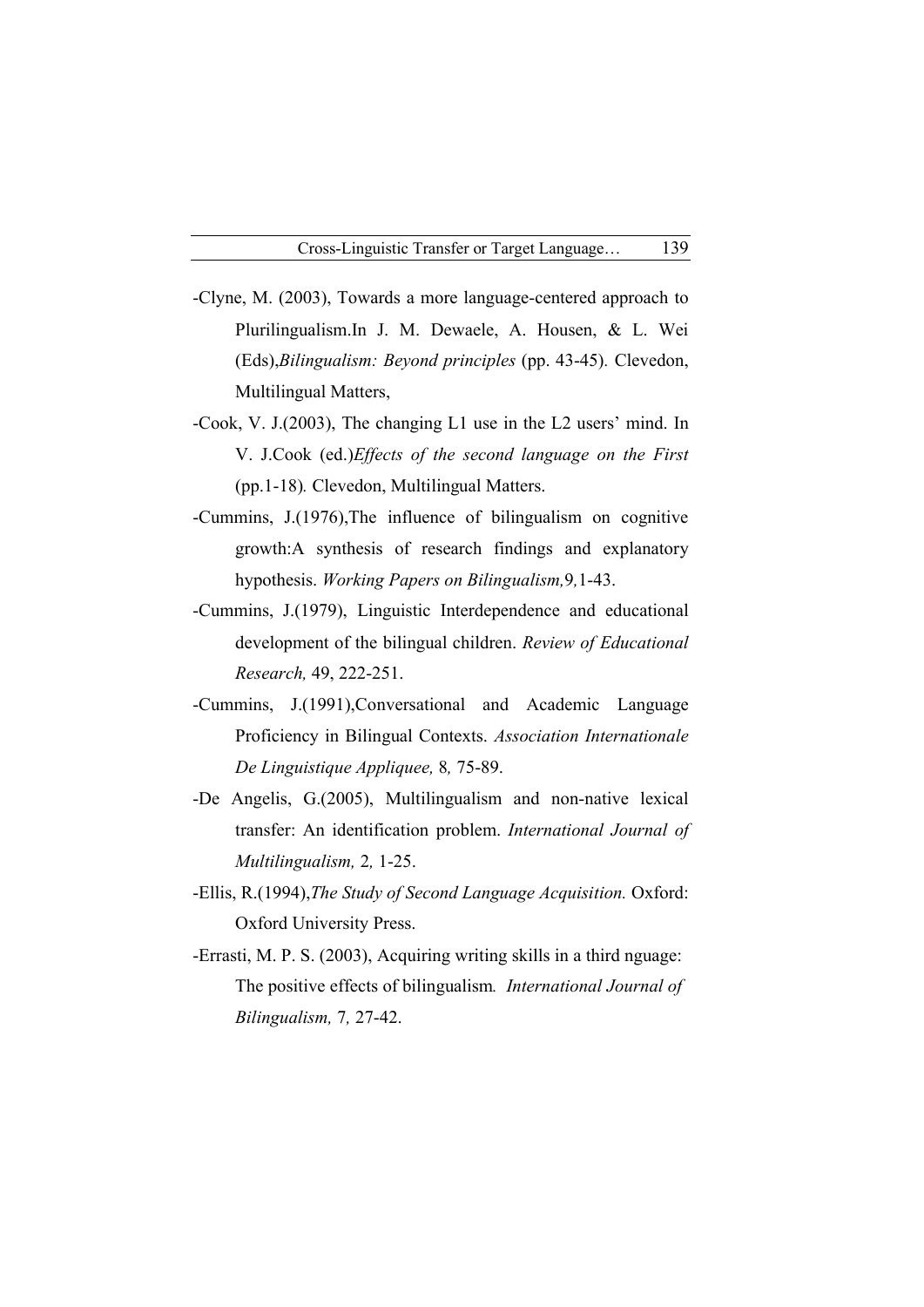-Clyne, M. (2003), Towards a more language-centered approach to Plurilingualism.In J. M. Dewaele, A. Housen, & L. Wei (Eds),*Bilingualism: Beyond principles* (pp. 43-45). Clevedon, Multilingual Matters,

-Cook, V. J.(2003), The changing L1 use in the L2 users' mind. In V. J.Cook (ed.)*Effects of the second language on the First* (pp.1-18)*.* Clevedon, Multilingual Matters.

-Cummins, J.(1976),The influence of bilingualism on cognitive growth:A synthesis of research findings and explanatory hypothesis. *Working Papers on Bilingualism,*9*,*1-43.

-Cummins, J.(1979), Linguistic Interdependence and educational development of the bilingual children. *Review of Educational Research,* 49, 222-251.

-Cummins, J.(1991),Conversational and Academic Language Proficiency in Bilingual Contexts. *Association Internationale De Linguistique Appliquee,* 8*,* 75-89.

-De Angelis, G.(2005), Multilingualism and non-native lexical transfer: An identification problem. *International Journal of Multilingualism,* 2*,* 1-25.

-Ellis, R.(1994),*The Study of Second Language Acquisition.* Oxford: Oxford University Press.

-Errasti, M. P. S. (2003), Acquiring writing skills in a third nguage: The positive effects of bilingualism*. International Journal of Bilingualism,* 7*,* 27-42.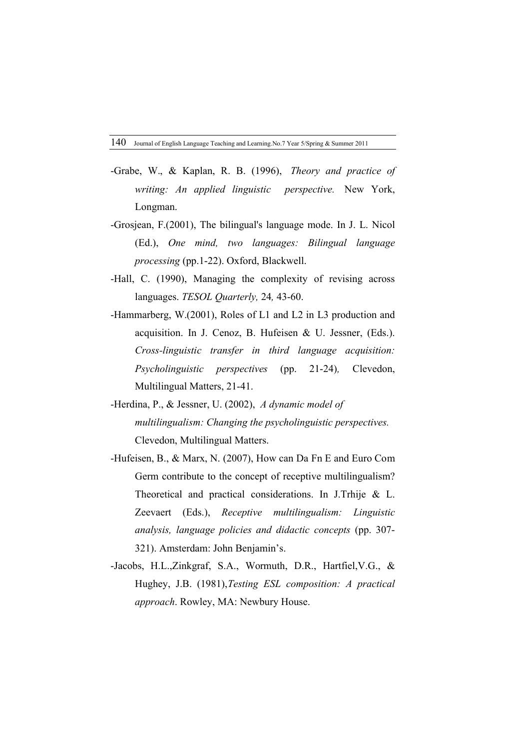-Grabe, W., & Kaplan, R. B. (1996), *Theory and practice of writing: An applied linguistic perspective.* New York, Longman.

-Grosjean, F.(2001), The bilingual's language mode. In J. L. Nicol (Ed.), *One mind, two languages: Bilingual language processing* (pp.1-22). Oxford, Blackwell.

-Hall, C. (1990), Managing the complexity of revising across languages. *TESOL Quarterly,* 24*,* 43-60.

-Hammarberg, W.(2001), Roles of L1 and L2 in L3 production and acquisition. In J. Cenoz, B. Hufeisen & U. Jessner, (Eds.). *Cross-linguistic transfer in third language acquisition: Psycholinguistic perspectives* (pp. 21-24)*,* Clevedon, Multilingual Matters, 21-41.

-Herdina, P., & Jessner, U. (2002), *A dynamic model of multilingualism: Changing the psycholinguistic perspectives.* Clevedon, Multilingual Matters.

-Hufeisen, B., & Marx, N. (2007), How can Da Fn E and Euro Com Germ contribute to the concept of receptive multilingualism? Theoretical and practical considerations. In J.Trhije & L. Zeevaert (Eds.), *Receptive multilingualism: Linguistic analysis, language policies and didactic concepts* (pp. 307-321). Amsterdam: John Benjamin's.

-Jacobs, H.L.,Zinkgraf, S.A., Wormuth, D.R., Hartfiel,V.G., & Hughey, J.B. (1981),*Testing ESL composition: A practical approach*. Rowley, MA: Newbury House.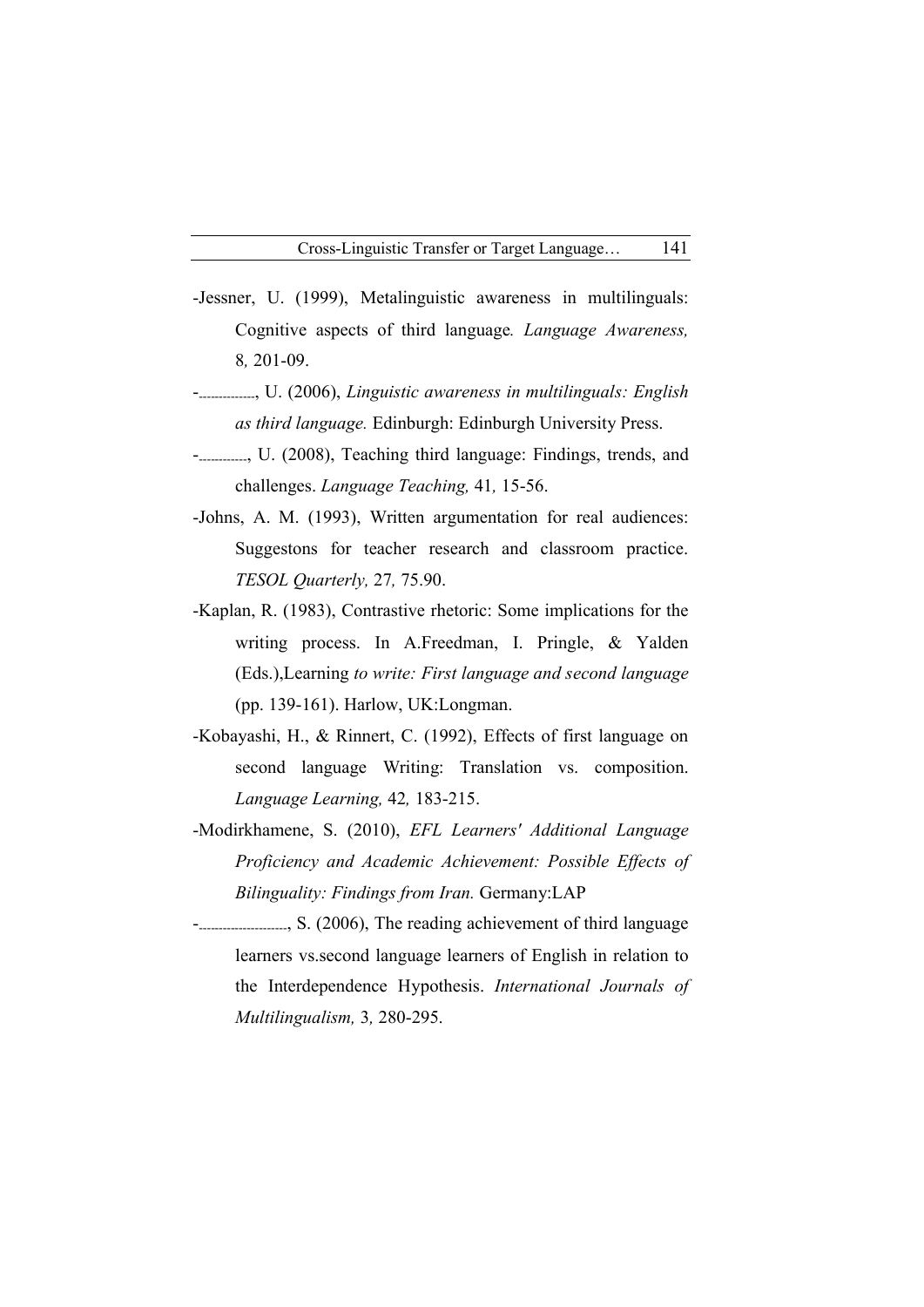-Jessner, U. (1999), Metalinguistic awareness in multilinguals: Cognitive aspects of third language. *Language Awareness,* 8*,* 201-09.

-------------, U. (2006), *Linguistic awareness in multilinguals: English as third language.* Edinburgh: Edinburgh University Press.

-----------, U. (2008), Teaching third language: Findings, trends, and challenges. *Language Teaching,* 41*,* 15-56.

-Johns, A. M. (1993), Written argumentation for real audiences: Suggestons for teacher research and classroom practice. *TESOL Quarterly,* 27*,* 75.90.

-Kaplan, R. (1983), Contrastive rhetoric: Some implications for the writing process. In A.Freedman, I. Pringle, & Yalden (Eds.),Learning *to write: First language and second language* (pp. 139-161). Harlow, UK:Longman.

-Kobayashi, H., & Rinnert, C. (1992), Effects of first language on second language Writing: Translation vs. composition. *Language Learning,* 42*,* 183-215.

-Modirkhamene, S. (2010), *EFL Learners' Additional Language Proficiency and Academic Achievement: Possible Effects of Bilinguality: Findings from Iran.* Germany:LAP

--------------------, S. (2006), The reading achievement of third language learners vs.second language learners of English in relation to the Interdependence Hypothesis. *International Journals of Multilingualism,* 3*,* 280-295.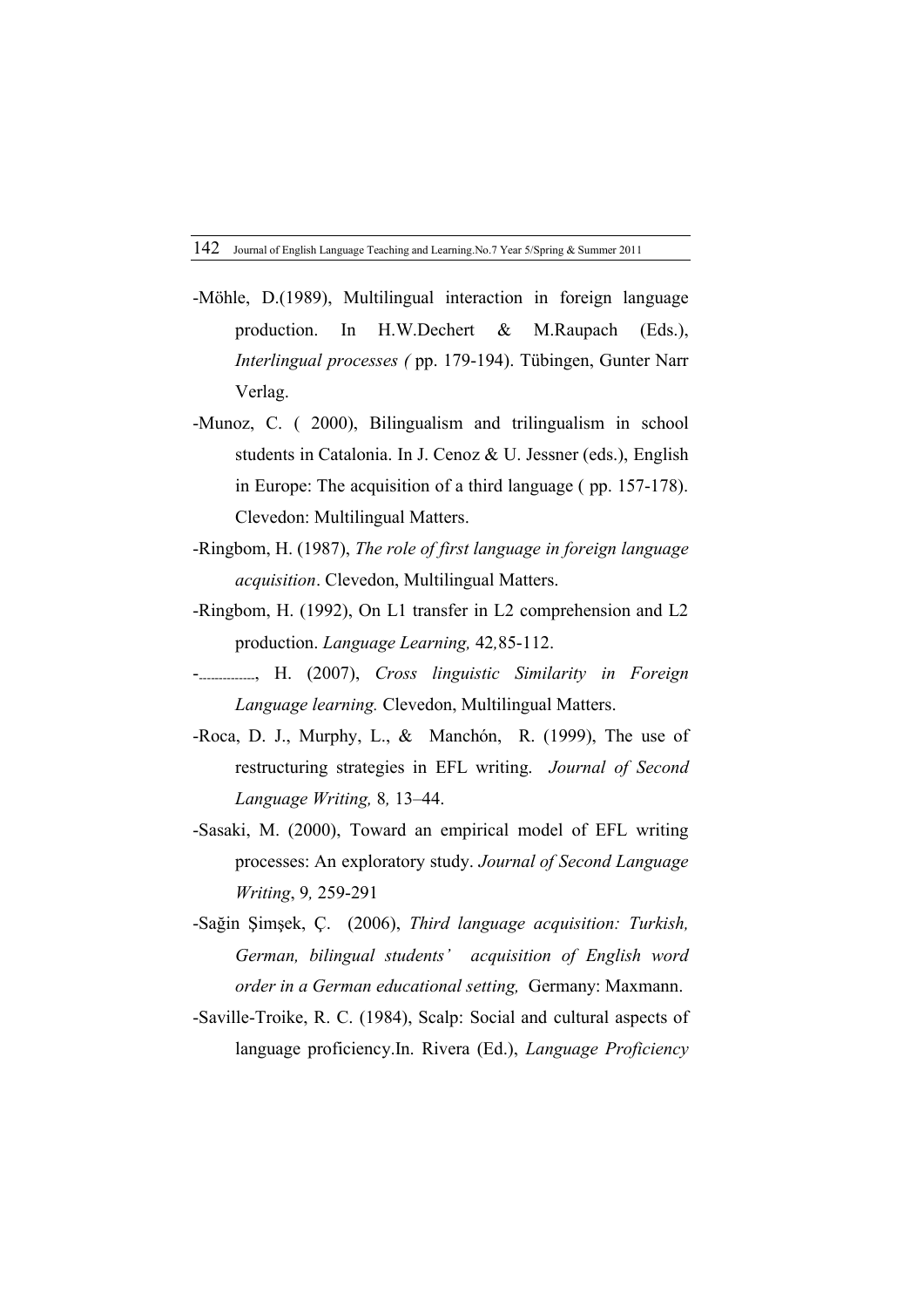-Möhle, D.(1989), Multilingual interaction in foreign language production. In H.W.Dechert & M.Raupach (Eds.), *Interlingual processes (* pp. 179-194). Tübingen, Gunter Narr Verlag.

-Munoz, C. ( 2000), Bilingualism and trilingualism in school students in Catalonia. In J. Cenoz & U. Jessner (eds.), English in Europe: The acquisition of a third language ( pp. 157-178). Clevedon: Multilingual Matters.

-Ringbom, H. (1987), *The role of first language in foreign language acquisition*. Clevedon, Multilingual Matters.

-Ringbom, H. (1992), On L1 transfer in L2 comprehension and L2 production. *Language Learning,* 42*,*85-112.

-------------, H. (2007), *Cross linguistic Similarity in Foreign Language learning.* Clevedon, Multilingual Matters.

-Roca, D. J., Murphy, L., & Manchón, R. (1999), The use of restructuring strategies in EFL writing. *Journal of Second Language Writing,* 8*,* 13–44.

-Sasaki, M. (2000), Toward an empirical model of EFL writing processes: An exploratory study. *Journal of Second Language Writing*, 9*,* 259-291

-Sağin Şimşek, Ç. (2006), *Third language acquisition: Turkish, German, bilingual students' acquisition of English word order in a German educational setting,* Germany: Maxmann.

-Saville-Troike, R. C. (1984), Scalp: Social and cultural aspects of language proficiency.In. Rivera (Ed.), *Language Proficiency*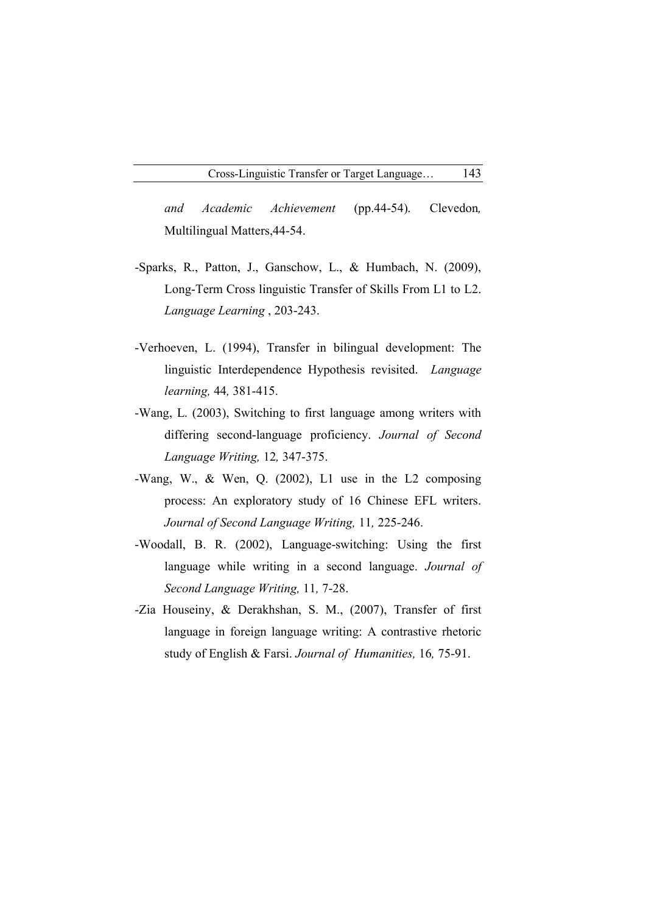*and Academic Achievement* (pp.44-54). Clevedon*,* Multilingual Matters,44-54.

-Sparks, R., Patton, J., Ganschow, L., & Humbach, N. (2009), Long-Term Cross linguistic Transfer of Skills From L1 to L2. *Language Learning* , 203-243.

-Verhoeven, L. (1994), Transfer in bilingual development: The linguistic Interdependence Hypothesis revisited. *Language learning,* 44*,* 381-415.

-Wang, L. (2003), Switching to first language among writers with differing second-language proficiency. *Journal of Second Language Writing,* 12*,* 347-375.

-Wang, W., & Wen, Q. (2002), L1 use in the L2 composing process: An exploratory study of 16 Chinese EFL writers. *Journal of Second Language Writing,* 11*,* 225-246.

-Woodall, B. R. (2002), Language-switching: Using the first language while writing in a second language. *Journal of Second Language Writing,* 11*,* 7-28.

-Zia Houseiny, & Derakhshan, S. M., (2007), Transfer of first language in foreign language writing: A contrastive rhetoric study of English & Farsi. *Journal of Humanities,* 16*,* 75-91.